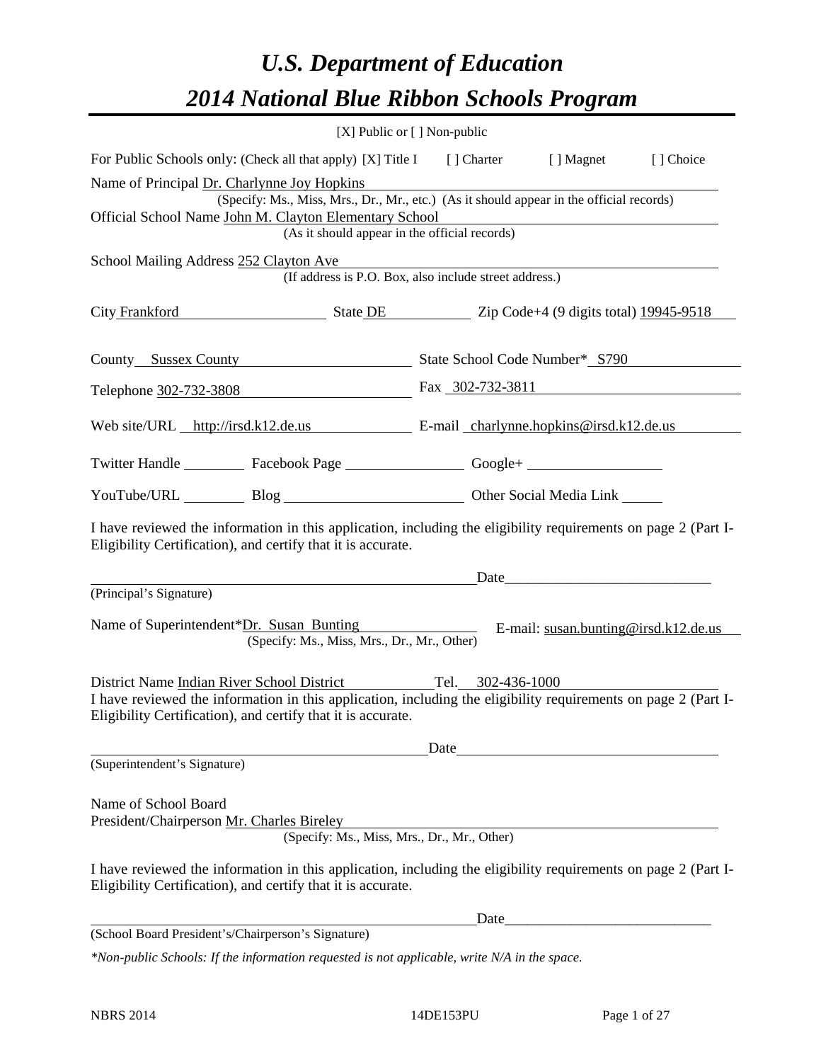# *U.S. Department of Education*

# *2014 National Blue Ribbon Schools Program*

[X] Public or [ ] Non-public

For Public Schools only: (Check all that apply) [X] Title I [ ] Charter [ ] Magnet [ ] Choice

Name of Principal Dr. Charlynne Joy Hopkins
(Specify: Ms., Miss, Mrs., Dr., Mr., etc.) (As it should appear in the official records)

Official School Name John M. Clayton Elementary School
(As it should appear in the official records)

School Mailing Address 252 Clayton Ave
(If address is P.O. Box, also include street address.)

City Frankford State DE Zip Code+4 (9 digits total) 19945-9518

County Sussex County State School Code Number* S790

Telephone 302-732-3808 Fax 302-732-3811

Web site/URL http://irsd.k12.de.us E-mail charlynne.hopkins@irsd.k12.de.us

Twitter Handle ________ Facebook Page ________ Google+ ________

YouTube/URL ________ Blog ________ Other Social Media Link ________

I have reviewed the information in this application, including the eligibility requirements on page 2 (Part I-Eligibility Certification), and certify that it is accurate.

_______________________________ Date_______________________
(Principal's Signature)

Name of Superintendent*Dr. Susan Bunting E-mail: susan.bunting@irsd.k12.de.us
(Specify: Ms., Miss, Mrs., Dr., Mr., Other)

District Name Indian River School District Tel. 302-436-1000

I have reviewed the information in this application, including the eligibility requirements on page 2 (Part I-Eligibility Certification), and certify that it is accurate.

_______________________________ Date_______________________
(Superintendent's Signature)

Name of School Board
President/Chairperson Mr. Charles Bireley
(Specify: Ms., Miss, Mrs., Dr., Mr., Other)

I have reviewed the information in this application, including the eligibility requirements on page 2 (Part I-Eligibility Certification), and certify that it is accurate.

_______________________________ Date_______________________
(School Board President's/Chairperson's Signature)

*\*Non-public Schools: If the information requested is not applicable, write N/A in the space.*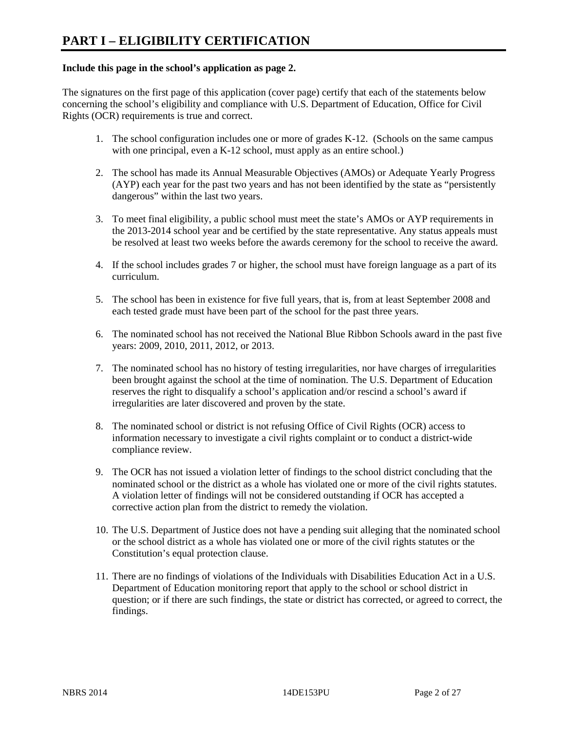# PART I – ELIGIBILITY CERTIFICATION

**Include this page in the school's application as page 2.**

The signatures on the first page of this application (cover page) certify that each of the statements below concerning the school's eligibility and compliance with U.S. Department of Education, Office for Civil Rights (OCR) requirements is true and correct.

1. The school configuration includes one or more of grades K-12. (Schools on the same campus with one principal, even a K-12 school, must apply as an entire school.)

2. The school has made its Annual Measurable Objectives (AMOs) or Adequate Yearly Progress (AYP) each year for the past two years and has not been identified by the state as "persistently dangerous" within the last two years.

3. To meet final eligibility, a public school must meet the state's AMOs or AYP requirements in the 2013-2014 school year and be certified by the state representative. Any status appeals must be resolved at least two weeks before the awards ceremony for the school to receive the award.

4. If the school includes grades 7 or higher, the school must have foreign language as a part of its curriculum.

5. The school has been in existence for five full years, that is, from at least September 2008 and each tested grade must have been part of the school for the past three years.

6. The nominated school has not received the National Blue Ribbon Schools award in the past five years: 2009, 2010, 2011, 2012, or 2013.

7. The nominated school has no history of testing irregularities, nor have charges of irregularities been brought against the school at the time of nomination. The U.S. Department of Education reserves the right to disqualify a school's application and/or rescind a school's award if irregularities are later discovered and proven by the state.

8. The nominated school or district is not refusing Office of Civil Rights (OCR) access to information necessary to investigate a civil rights complaint or to conduct a district-wide compliance review.

9. The OCR has not issued a violation letter of findings to the school district concluding that the nominated school or the district as a whole has violated one or more of the civil rights statutes. A violation letter of findings will not be considered outstanding if OCR has accepted a corrective action plan from the district to remedy the violation.

10. The U.S. Department of Justice does not have a pending suit alleging that the nominated school or the school district as a whole has violated one or more of the civil rights statutes or the Constitution's equal protection clause.

11. There are no findings of violations of the Individuals with Disabilities Education Act in a U.S. Department of Education monitoring report that apply to the school or school district in question; or if there are such findings, the state or district has corrected, or agreed to correct, the findings.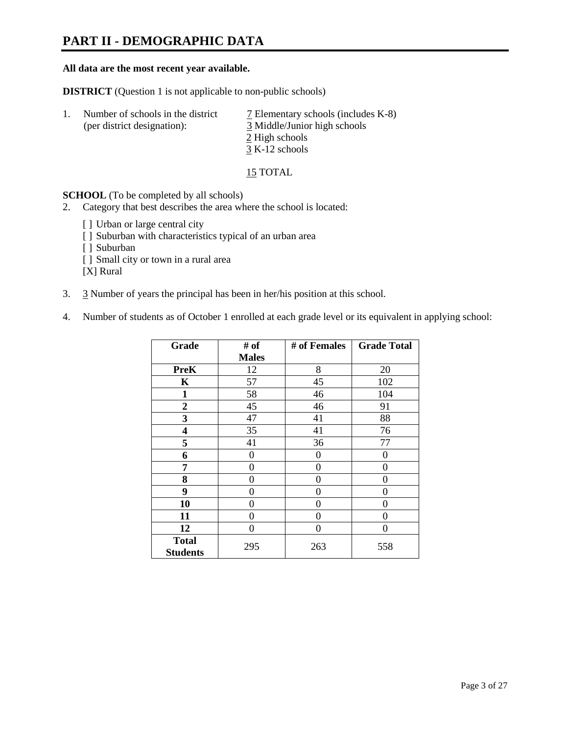# PART II - DEMOGRAPHIC DATA

**All data are the most recent year available.**

**DISTRICT** (Question 1 is not applicable to non-public schools)

1. Number of schools in the district (per district designation):
   7 Elementary schools (includes K-8)
   3 Middle/Junior high schools
   2 High schools
   3 K-12 schools

   15 TOTAL

**SCHOOL** (To be completed by all schools)

2. Category that best describes the area where the school is located:

   [ ] Urban or large central city
   [ ] Suburban with characteristics typical of an urban area
   [ ] Suburban
   [ ] Small city or town in a rural area
   [X] Rural

3. 3 Number of years the principal has been in her/his position at this school.

4. Number of students as of October 1 enrolled at each grade level or its equivalent in applying school:

| Grade | # of Males | # of Females | Grade Total |
|---|---|---|---|
| **PreK** | 12 | 8 | 20 |
| **K** | 57 | 45 | 102 |
| **1** | 58 | 46 | 104 |
| **2** | 45 | 46 | 91 |
| **3** | 47 | 41 | 88 |
| **4** | 35 | 41 | 76 |
| **5** | 41 | 36 | 77 |
| **6** | 0 | 0 | 0 |
| **7** | 0 | 0 | 0 |
| **8** | 0 | 0 | 0 |
| **9** | 0 | 0 | 0 |
| **10** | 0 | 0 | 0 |
| **11** | 0 | 0 | 0 |
| **12** | 0 | 0 | 0 |
| **Total Students** | 295 | 263 | 558 |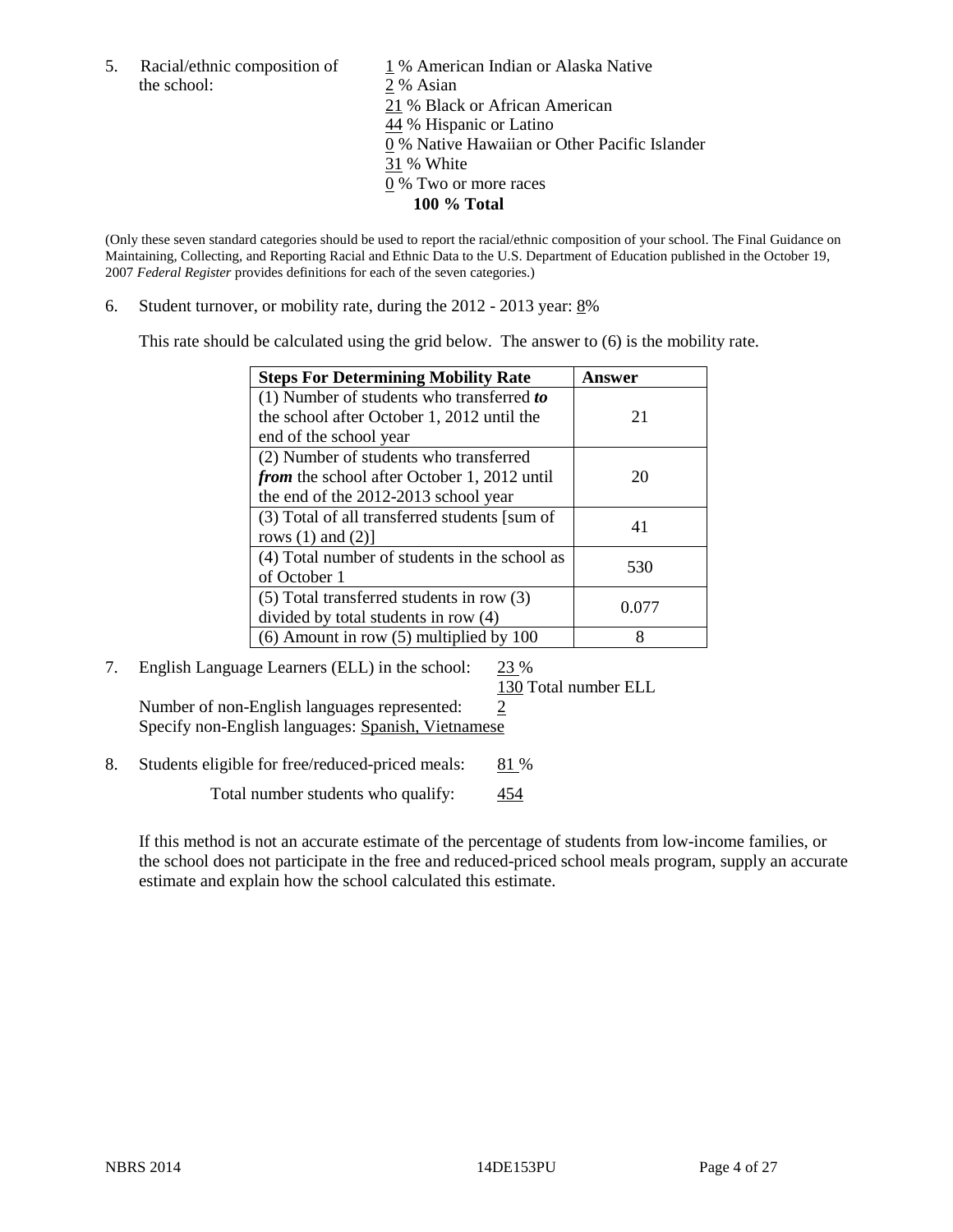5. Racial/ethnic composition of the school:

1 % American Indian or Alaska Native
2 % Asian
21 % Black or African American
44 % Hispanic or Latino
0 % Native Hawaiian or Other Pacific Islander
31 % White
0 % Two or more races
**100 % Total**

(Only these seven standard categories should be used to report the racial/ethnic composition of your school. The Final Guidance on Maintaining, Collecting, and Reporting Racial and Ethnic Data to the U.S. Department of Education published in the October 19, 2007 *Federal Register* provides definitions for each of the seven categories.)

6. Student turnover, or mobility rate, during the 2012 - 2013 year: 8%

This rate should be calculated using the grid below. The answer to (6) is the mobility rate.

| **Steps For Determining Mobility Rate** | **Answer** |
|---|---|
| (1) Number of students who transferred ***to*** the school after October 1, 2012 until the end of the school year | 21 |
| (2) Number of students who transferred ***from*** the school after October 1, 2012 until the end of the 2012-2013 school year | 20 |
| (3) Total of all transferred students [sum of rows (1) and (2)] | 41 |
| (4) Total number of students in the school as of October 1 | 530 |
| (5) Total transferred students in row (3) divided by total students in row (4) | 0.077 |
| (6) Amount in row (5) multiplied by 100 | 8 |

7. English Language Learners (ELL) in the school: 23 %
130 Total number ELL
Number of non-English languages represented: 2
Specify non-English languages: Spanish, Vietnamese

8. Students eligible for free/reduced-priced meals: 81 %
Total number students who qualify: 454

If this method is not an accurate estimate of the percentage of students from low-income families, or the school does not participate in the free and reduced-priced school meals program, supply an accurate estimate and explain how the school calculated this estimate.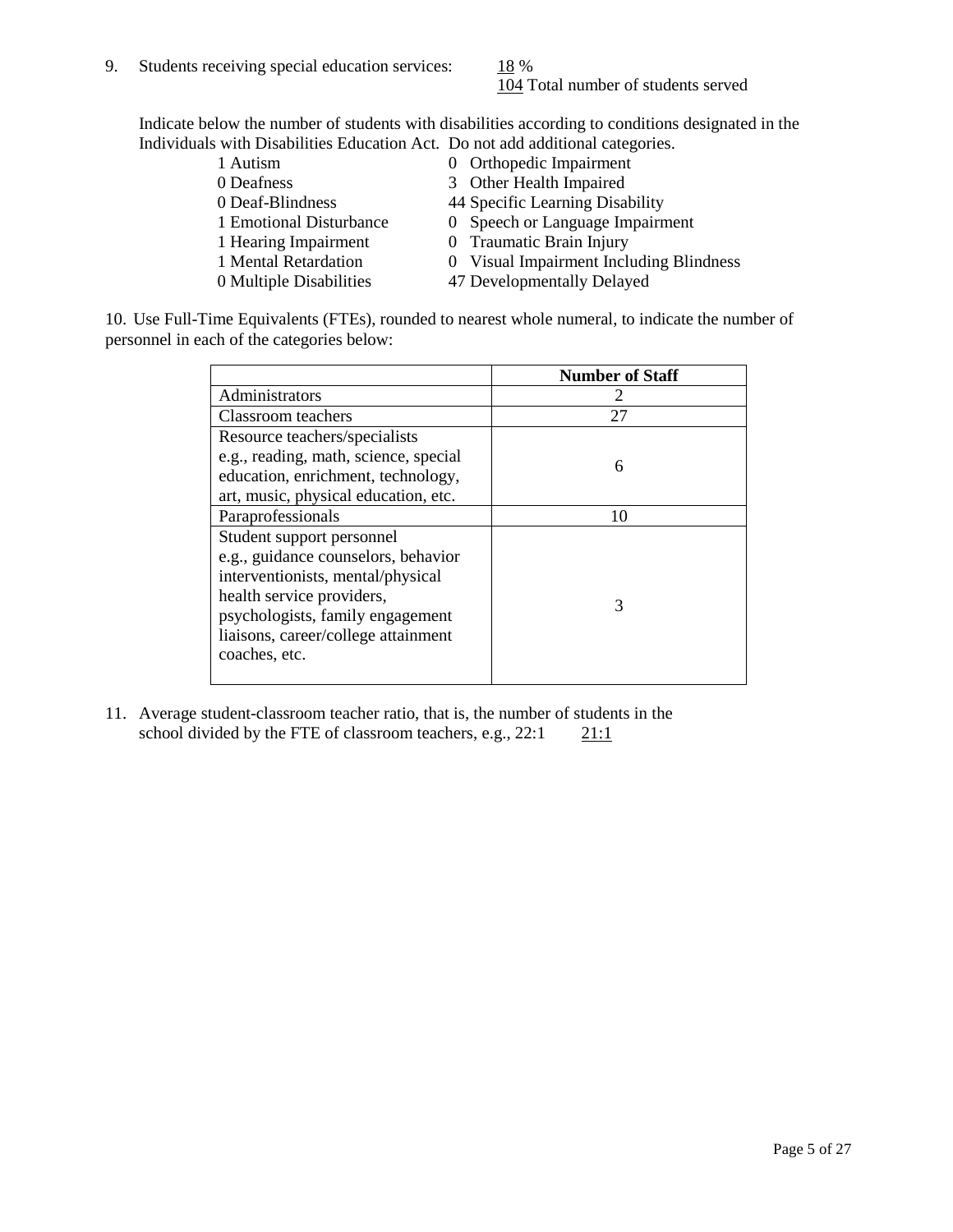9. Students receiving special education services: 18 %
   104 Total number of students served

   Indicate below the number of students with disabilities according to conditions designated in the Individuals with Disabilities Education Act. Do not add additional categories.

| | |
|---|---|
| 1 Autism | 0 Orthopedic Impairment |
| 0 Deafness | 3 Other Health Impaired |
| 0 Deaf-Blindness | 44 Specific Learning Disability |
| 1 Emotional Disturbance | 0 Speech or Language Impairment |
| 1 Hearing Impairment | 0 Traumatic Brain Injury |
| 1 Mental Retardation | 0 Visual Impairment Including Blindness |
| 0 Multiple Disabilities | 47 Developmentally Delayed |

10. Use Full-Time Equivalents (FTEs), rounded to nearest whole numeral, to indicate the number of personnel in each of the categories below:

| | **Number of Staff** |
|---|---|
| Administrators | 2 |
| Classroom teachers | 27 |
| Resource teachers/specialists e.g., reading, math, science, special education, enrichment, technology, art, music, physical education, etc. | 6 |
| Paraprofessionals | 10 |
| Student support personnel e.g., guidance counselors, behavior interventionists, mental/physical health service providers, psychologists, family engagement liaisons, career/college attainment coaches, etc. | 3 |

11. Average student-classroom teacher ratio, that is, the number of students in the school divided by the FTE of classroom teachers, e.g., 22:1 21:1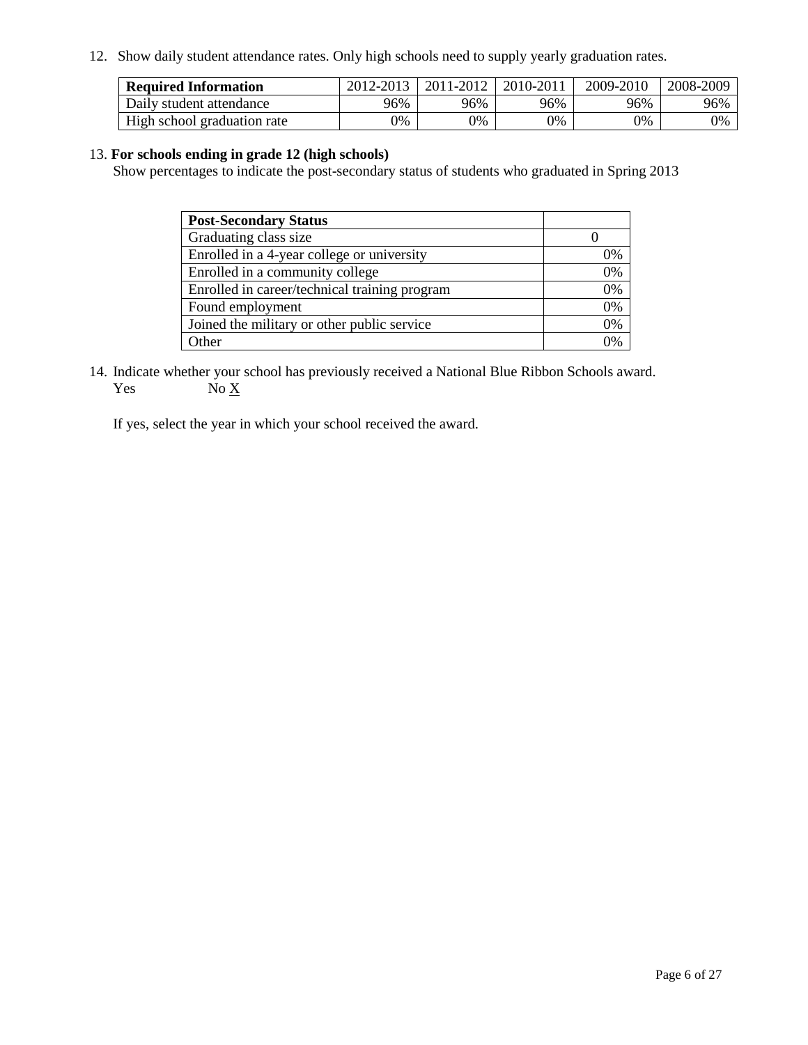12. Show daily student attendance rates. Only high schools need to supply yearly graduation rates.

| **Required Information** | 2012-2013 | 2011-2012 | 2010-2011 | 2009-2010 | 2008-2009 |
|---|---|---|---|---|---|
| Daily student attendance | 96% | 96% | 96% | 96% | 96% |
| High school graduation rate | 0% | 0% | 0% | 0% | 0% |

13. **For schools ending in grade 12 (high schools)**

Show percentages to indicate the post-secondary status of students who graduated in Spring 2013

| **Post-Secondary Status** | |
|---|---|
| Graduating class size | 0 |
| Enrolled in a 4-year college or university | 0% |
| Enrolled in a community college | 0% |
| Enrolled in career/technical training program | 0% |
| Found employment | 0% |
| Joined the military or other public service | 0% |
| Other | 0% |

14. Indicate whether your school has previously received a National Blue Ribbon Schools award.

Yes No X

If yes, select the year in which your school received the award.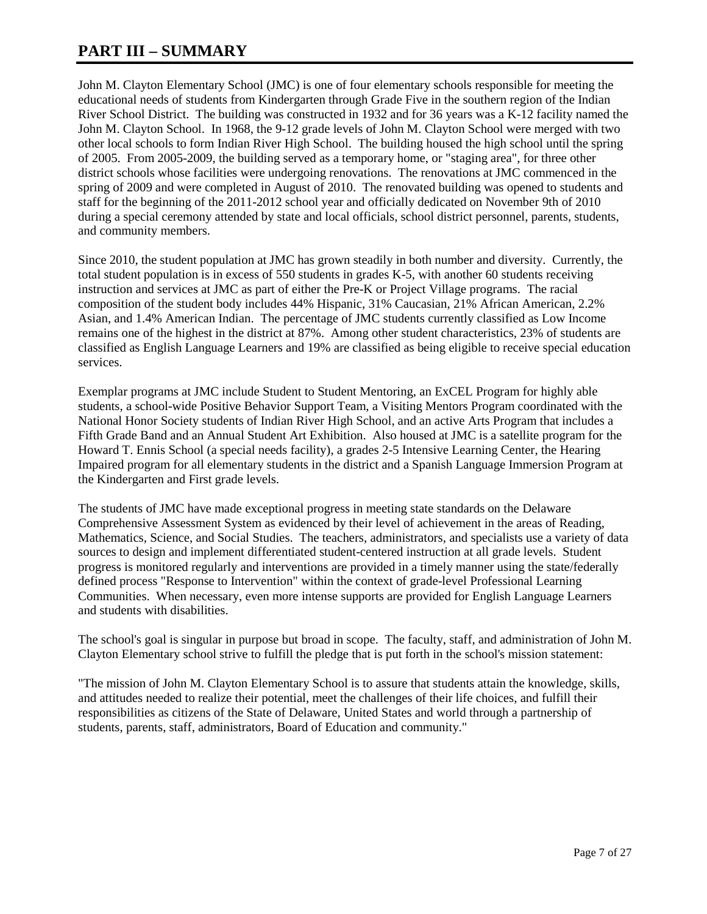# PART III – SUMMARY

John M. Clayton Elementary School (JMC) is one of four elementary schools responsible for meeting the educational needs of students from Kindergarten through Grade Five in the southern region of the Indian River School District. The building was constructed in 1932 and for 36 years was a K-12 facility named the John M. Clayton School. In 1968, the 9-12 grade levels of John M. Clayton School were merged with two other local schools to form Indian River High School. The building housed the high school until the spring of 2005. From 2005-2009, the building served as a temporary home, or "staging area", for three other district schools whose facilities were undergoing renovations. The renovations at JMC commenced in the spring of 2009 and were completed in August of 2010. The renovated building was opened to students and staff for the beginning of the 2011-2012 school year and officially dedicated on November 9th of 2010 during a special ceremony attended by state and local officials, school district personnel, parents, students, and community members.

Since 2010, the student population at JMC has grown steadily in both number and diversity. Currently, the total student population is in excess of 550 students in grades K-5, with another 60 students receiving instruction and services at JMC as part of either the Pre-K or Project Village programs. The racial composition of the student body includes 44% Hispanic, 31% Caucasian, 21% African American, 2.2% Asian, and 1.4% American Indian. The percentage of JMC students currently classified as Low Income remains one of the highest in the district at 87%. Among other student characteristics, 23% of students are classified as English Language Learners and 19% are classified as being eligible to receive special education services.

Exemplar programs at JMC include Student to Student Mentoring, an ExCEL Program for highly able students, a school-wide Positive Behavior Support Team, a Visiting Mentors Program coordinated with the National Honor Society students of Indian River High School, and an active Arts Program that includes a Fifth Grade Band and an Annual Student Art Exhibition. Also housed at JMC is a satellite program for the Howard T. Ennis School (a special needs facility), a grades 2-5 Intensive Learning Center, the Hearing Impaired program for all elementary students in the district and a Spanish Language Immersion Program at the Kindergarten and First grade levels.

The students of JMC have made exceptional progress in meeting state standards on the Delaware Comprehensive Assessment System as evidenced by their level of achievement in the areas of Reading, Mathematics, Science, and Social Studies. The teachers, administrators, and specialists use a variety of data sources to design and implement differentiated student-centered instruction at all grade levels. Student progress is monitored regularly and interventions are provided in a timely manner using the state/federally defined process "Response to Intervention" within the context of grade-level Professional Learning Communities. When necessary, even more intense supports are provided for English Language Learners and students with disabilities.

The school's goal is singular in purpose but broad in scope. The faculty, staff, and administration of John M. Clayton Elementary school strive to fulfill the pledge that is put forth in the school's mission statement:

"The mission of John M. Clayton Elementary School is to assure that students attain the knowledge, skills, and attitudes needed to realize their potential, meet the challenges of their life choices, and fulfill their responsibilities as citizens of the State of Delaware, United States and world through a partnership of students, parents, staff, administrators, Board of Education and community."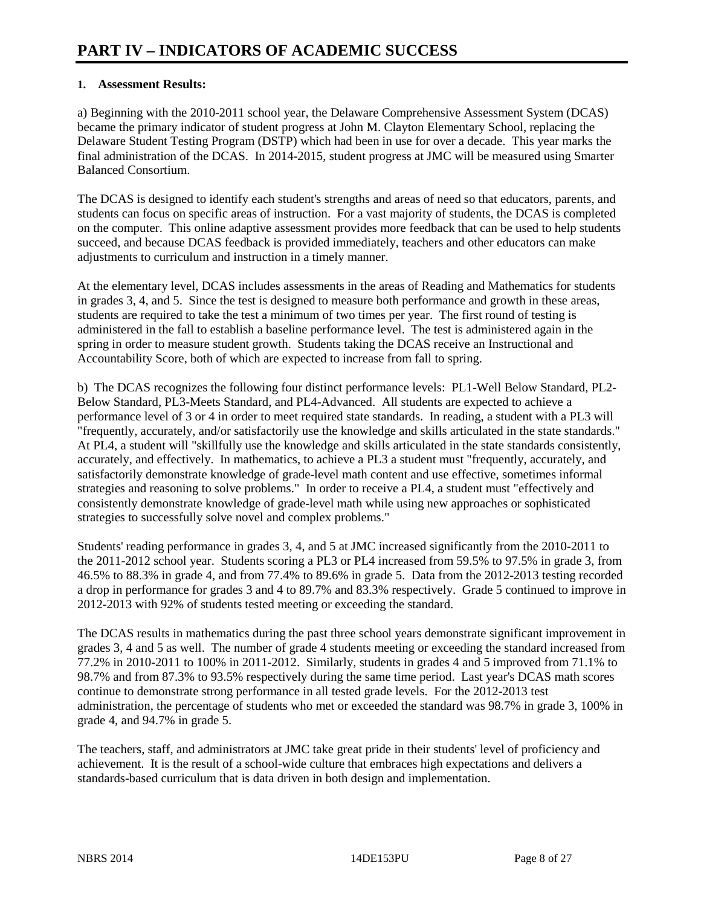# PART IV – INDICATORS OF ACADEMIC SUCCESS

**1. Assessment Results:**

a) Beginning with the 2010-2011 school year, the Delaware Comprehensive Assessment System (DCAS) became the primary indicator of student progress at John M. Clayton Elementary School, replacing the Delaware Student Testing Program (DSTP) which had been in use for over a decade. This year marks the final administration of the DCAS. In 2014-2015, student progress at JMC will be measured using Smarter Balanced Consortium.

The DCAS is designed to identify each student's strengths and areas of need so that educators, parents, and students can focus on specific areas of instruction. For a vast majority of students, the DCAS is completed on the computer. This online adaptive assessment provides more feedback that can be used to help students succeed, and because DCAS feedback is provided immediately, teachers and other educators can make adjustments to curriculum and instruction in a timely manner.

At the elementary level, DCAS includes assessments in the areas of Reading and Mathematics for students in grades 3, 4, and 5. Since the test is designed to measure both performance and growth in these areas, students are required to take the test a minimum of two times per year. The first round of testing is administered in the fall to establish a baseline performance level. The test is administered again in the spring in order to measure student growth. Students taking the DCAS receive an Instructional and Accountability Score, both of which are expected to increase from fall to spring.

b) The DCAS recognizes the following four distinct performance levels: PL1-Well Below Standard, PL2-Below Standard, PL3-Meets Standard, and PL4-Advanced. All students are expected to achieve a performance level of 3 or 4 in order to meet required state standards. In reading, a student with a PL3 will "frequently, accurately, and/or satisfactorily use the knowledge and skills articulated in the state standards." At PL4, a student will "skillfully use the knowledge and skills articulated in the state standards consistently, accurately, and effectively. In mathematics, to achieve a PL3 a student must "frequently, accurately, and satisfactorily demonstrate knowledge of grade-level math content and use effective, sometimes informal strategies and reasoning to solve problems." In order to receive a PL4, a student must "effectively and consistently demonstrate knowledge of grade-level math while using new approaches or sophisticated strategies to successfully solve novel and complex problems."

Students' reading performance in grades 3, 4, and 5 at JMC increased significantly from the 2010-2011 to the 2011-2012 school year. Students scoring a PL3 or PL4 increased from 59.5% to 97.5% in grade 3, from 46.5% to 88.3% in grade 4, and from 77.4% to 89.6% in grade 5. Data from the 2012-2013 testing recorded a drop in performance for grades 3 and 4 to 89.7% and 83.3% respectively. Grade 5 continued to improve in 2012-2013 with 92% of students tested meeting or exceeding the standard.

The DCAS results in mathematics during the past three school years demonstrate significant improvement in grades 3, 4 and 5 as well. The number of grade 4 students meeting or exceeding the standard increased from 77.2% in 2010-2011 to 100% in 2011-2012. Similarly, students in grades 4 and 5 improved from 71.1% to 98.7% and from 87.3% to 93.5% respectively during the same time period. Last year's DCAS math scores continue to demonstrate strong performance in all tested grade levels. For the 2012-2013 test administration, the percentage of students who met or exceeded the standard was 98.7% in grade 3, 100% in grade 4, and 94.7% in grade 5.

The teachers, staff, and administrators at JMC take great pride in their students' level of proficiency and achievement. It is the result of a school-wide culture that embraces high expectations and delivers a standards-based curriculum that is data driven in both design and implementation.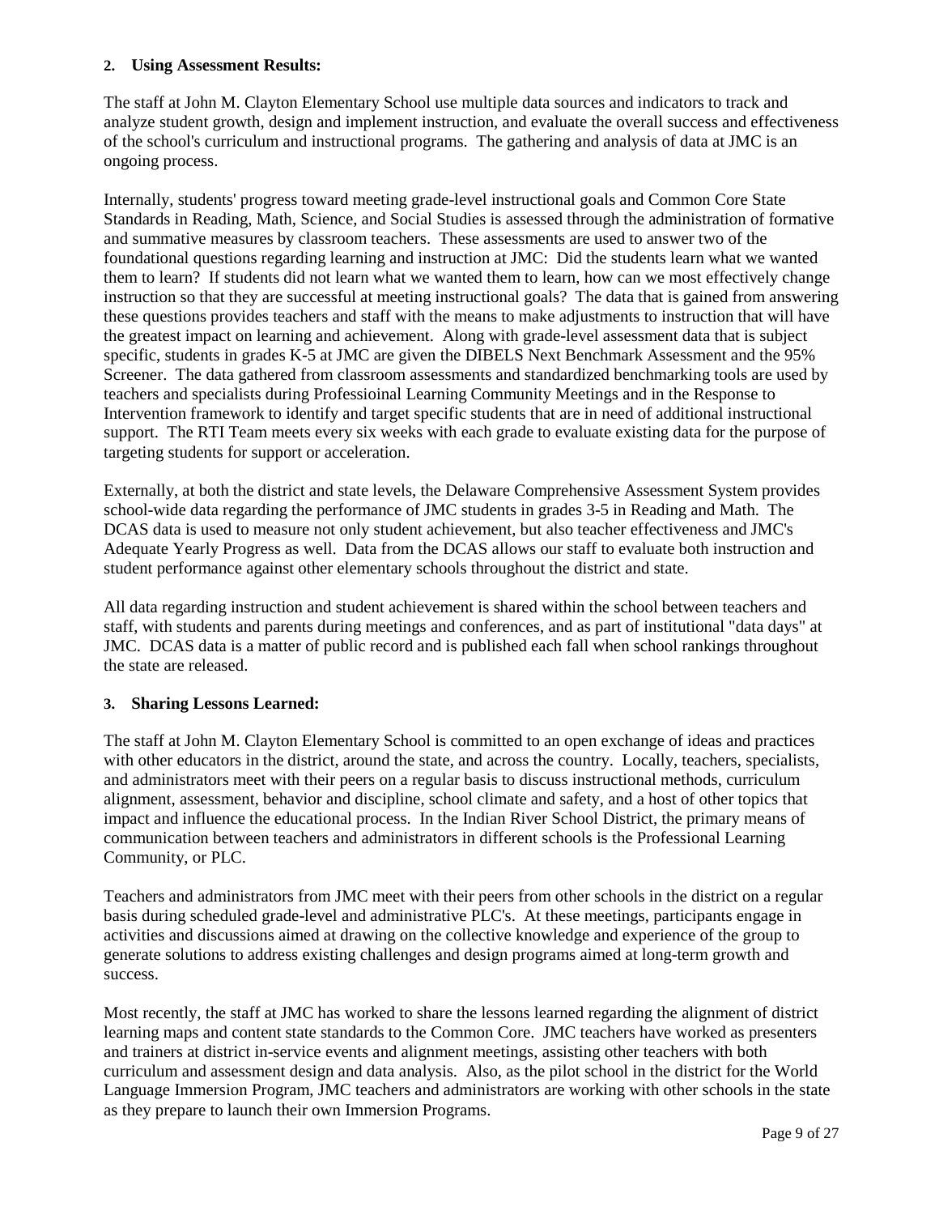**2. Using Assessment Results:**

The staff at John M. Clayton Elementary School use multiple data sources and indicators to track and analyze student growth, design and implement instruction, and evaluate the overall success and effectiveness of the school's curriculum and instructional programs. The gathering and analysis of data at JMC is an ongoing process.

Internally, students' progress toward meeting grade-level instructional goals and Common Core State Standards in Reading, Math, Science, and Social Studies is assessed through the administration of formative and summative measures by classroom teachers. These assessments are used to answer two of the foundational questions regarding learning and instruction at JMC: Did the students learn what we wanted them to learn? If students did not learn what we wanted them to learn, how can we most effectively change instruction so that they are successful at meeting instructional goals? The data that is gained from answering these questions provides teachers and staff with the means to make adjustments to instruction that will have the greatest impact on learning and achievement. Along with grade-level assessment data that is subject specific, students in grades K-5 at JMC are given the DIBELS Next Benchmark Assessment and the 95% Screener. The data gathered from classroom assessments and standardized benchmarking tools are used by teachers and specialists during Professioinal Learning Community Meetings and in the Response to Intervention framework to identify and target specific students that are in need of additional instructional support. The RTI Team meets every six weeks with each grade to evaluate existing data for the purpose of targeting students for support or acceleration.

Externally, at both the district and state levels, the Delaware Comprehensive Assessment System provides school-wide data regarding the performance of JMC students in grades 3-5 in Reading and Math. The DCAS data is used to measure not only student achievement, but also teacher effectiveness and JMC's Adequate Yearly Progress as well. Data from the DCAS allows our staff to evaluate both instruction and student performance against other elementary schools throughout the district and state.

All data regarding instruction and student achievement is shared within the school between teachers and staff, with students and parents during meetings and conferences, and as part of institutional "data days" at JMC. DCAS data is a matter of public record and is published each fall when school rankings throughout the state are released.

**3. Sharing Lessons Learned:**

The staff at John M. Clayton Elementary School is committed to an open exchange of ideas and practices with other educators in the district, around the state, and across the country. Locally, teachers, specialists, and administrators meet with their peers on a regular basis to discuss instructional methods, curriculum alignment, assessment, behavior and discipline, school climate and safety, and a host of other topics that impact and influence the educational process. In the Indian River School District, the primary means of communication between teachers and administrators in different schools is the Professional Learning Community, or PLC.

Teachers and administrators from JMC meet with their peers from other schools in the district on a regular basis during scheduled grade-level and administrative PLC's. At these meetings, participants engage in activities and discussions aimed at drawing on the collective knowledge and experience of the group to generate solutions to address existing challenges and design programs aimed at long-term growth and success.

Most recently, the staff at JMC has worked to share the lessons learned regarding the alignment of district learning maps and content state standards to the Common Core. JMC teachers have worked as presenters and trainers at district in-service events and alignment meetings, assisting other teachers with both curriculum and assessment design and data analysis. Also, as the pilot school in the district for the World Language Immersion Program, JMC teachers and administrators are working with other schools in the state as they prepare to launch their own Immersion Programs.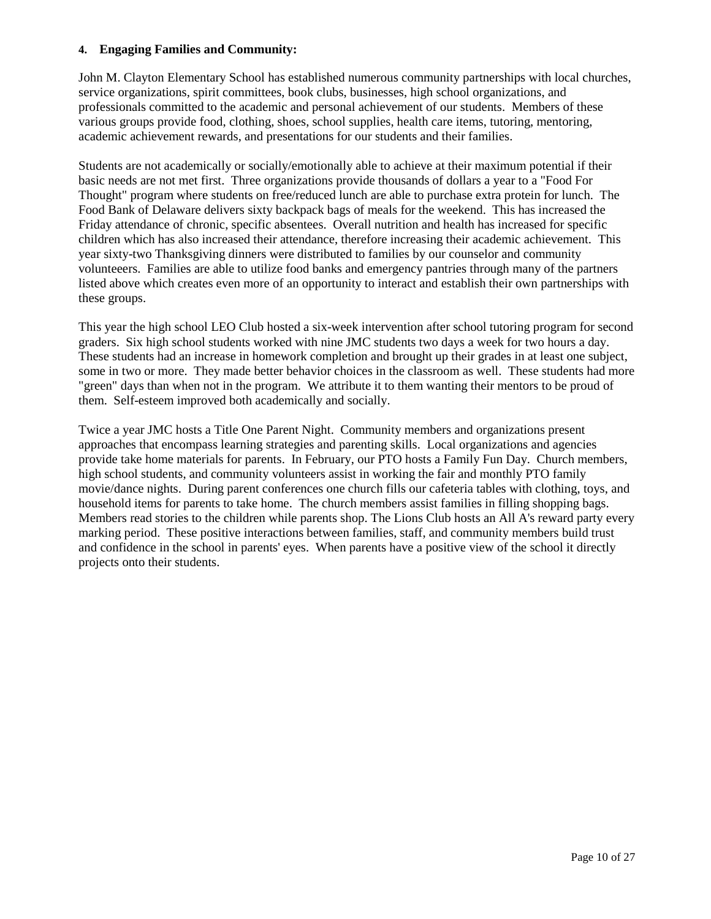#### 4. Engaging Families and Community:

John M. Clayton Elementary School has established numerous community partnerships with local churches, service organizations, spirit committees, book clubs, businesses, high school organizations, and professionals committed to the academic and personal achievement of our students. Members of these various groups provide food, clothing, shoes, school supplies, health care items, tutoring, mentoring, academic achievement rewards, and presentations for our students and their families.

Students are not academically or socially/emotionally able to achieve at their maximum potential if their basic needs are not met first. Three organizations provide thousands of dollars a year to a "Food For Thought" program where students on free/reduced lunch are able to purchase extra protein for lunch. The Food Bank of Delaware delivers sixty backpack bags of meals for the weekend. This has increased the Friday attendance of chronic, specific absentees. Overall nutrition and health has increased for specific children which has also increased their attendance, therefore increasing their academic achievement. This year sixty-two Thanksgiving dinners were distributed to families by our counselor and community volunteeeers. Families are able to utilize food banks and emergency pantries through many of the partners listed above which creates even more of an opportunity to interact and establish their own partnerships with these groups.

This year the high school LEO Club hosted a six-week intervention after school tutoring program for second graders. Six high school students worked with nine JMC students two days a week for two hours a day. These students had an increase in homework completion and brought up their grades in at least one subject, some in two or more. They made better behavior choices in the classroom as well. These students had more "green" days than when not in the program. We attribute it to them wanting their mentors to be proud of them. Self-esteem improved both academically and socially.

Twice a year JMC hosts a Title One Parent Night. Community members and organizations present approaches that encompass learning strategies and parenting skills. Local organizations and agencies provide take home materials for parents. In February, our PTO hosts a Family Fun Day. Church members, high school students, and community volunteers assist in working the fair and monthly PTO family movie/dance nights. During parent conferences one church fills our cafeteria tables with clothing, toys, and household items for parents to take home. The church members assist families in filling shopping bags. Members read stories to the children while parents shop. The Lions Club hosts an All A's reward party every marking period. These positive interactions between families, staff, and community members build trust and confidence in the school in parents' eyes. When parents have a positive view of the school it directly projects onto their students.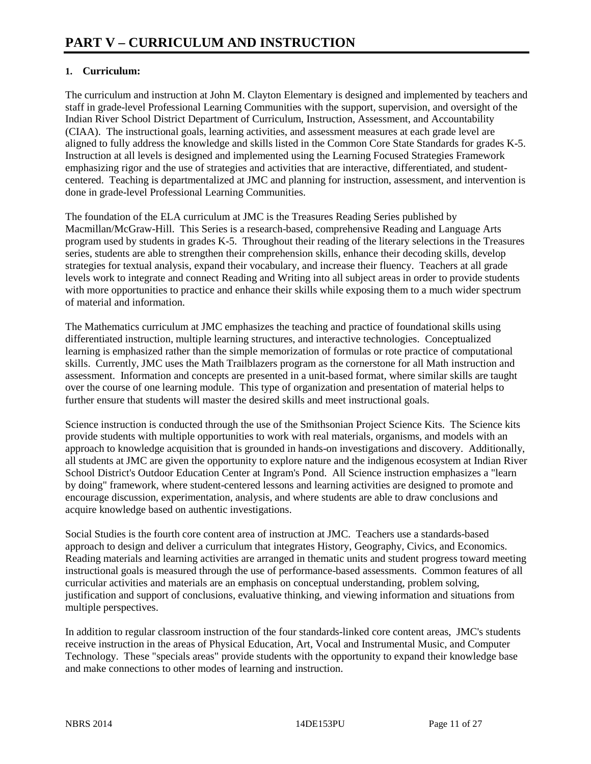# PART V – CURRICULUM AND INSTRUCTION

**1. Curriculum:**

The curriculum and instruction at John M. Clayton Elementary is designed and implemented by teachers and staff in grade-level Professional Learning Communities with the support, supervision, and oversight of the Indian River School District Department of Curriculum, Instruction, Assessment, and Accountability (CIAA). The instructional goals, learning activities, and assessment measures at each grade level are aligned to fully address the knowledge and skills listed in the Common Core State Standards for grades K-5. Instruction at all levels is designed and implemented using the Learning Focused Strategies Framework emphasizing rigor and the use of strategies and activities that are interactive, differentiated, and student-centered. Teaching is departmentalized at JMC and planning for instruction, assessment, and intervention is done in grade-level Professional Learning Communities.

The foundation of the ELA curriculum at JMC is the Treasures Reading Series published by Macmillan/McGraw-Hill. This Series is a research-based, comprehensive Reading and Language Arts program used by students in grades K-5. Throughout their reading of the literary selections in the Treasures series, students are able to strengthen their comprehension skills, enhance their decoding skills, develop strategies for textual analysis, expand their vocabulary, and increase their fluency. Teachers at all grade levels work to integrate and connect Reading and Writing into all subject areas in order to provide students with more opportunities to practice and enhance their skills while exposing them to a much wider spectrum of material and information.

The Mathematics curriculum at JMC emphasizes the teaching and practice of foundational skills using differentiated instruction, multiple learning structures, and interactive technologies. Conceptualized learning is emphasized rather than the simple memorization of formulas or rote practice of computational skills. Currently, JMC uses the Math Trailblazers program as the cornerstone for all Math instruction and assessment. Information and concepts are presented in a unit-based format, where similar skills are taught over the course of one learning module. This type of organization and presentation of material helps to further ensure that students will master the desired skills and meet instructional goals.

Science instruction is conducted through the use of the Smithsonian Project Science Kits. The Science kits provide students with multiple opportunities to work with real materials, organisms, and models with an approach to knowledge acquisition that is grounded in hands-on investigations and discovery. Additionally, all students at JMC are given the opportunity to explore nature and the indigenous ecosystem at Indian River School District's Outdoor Education Center at Ingram's Pond. All Science instruction emphasizes a "learn by doing" framework, where student-centered lessons and learning activities are designed to promote and encourage discussion, experimentation, analysis, and where students are able to draw conclusions and acquire knowledge based on authentic investigations.

Social Studies is the fourth core content area of instruction at JMC. Teachers use a standards-based approach to design and deliver a curriculum that integrates History, Geography, Civics, and Economics. Reading materials and learning activities are arranged in thematic units and student progress toward meeting instructional goals is measured through the use of performance-based assessments. Common features of all curricular activities and materials are an emphasis on conceptual understanding, problem solving, justification and support of conclusions, evaluative thinking, and viewing information and situations from multiple perspectives.

In addition to regular classroom instruction of the four standards-linked core content areas, JMC's students receive instruction in the areas of Physical Education, Art, Vocal and Instrumental Music, and Computer Technology. These "specials areas" provide students with the opportunity to expand their knowledge base and make connections to other modes of learning and instruction.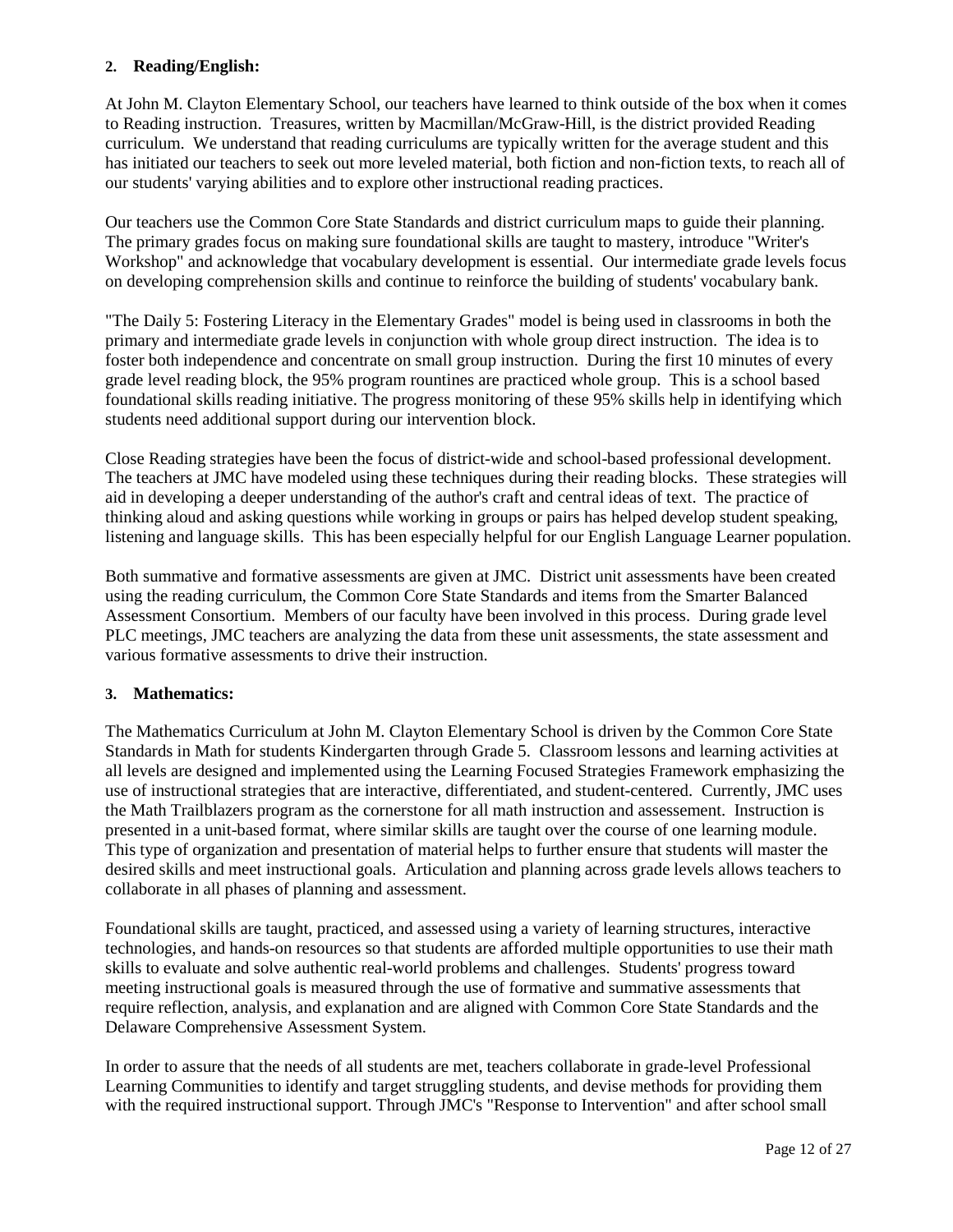**2. Reading/English:**

At John M. Clayton Elementary School, our teachers have learned to think outside of the box when it comes to Reading instruction. Treasures, written by Macmillan/McGraw-Hill, is the district provided Reading curriculum. We understand that reading curriculums are typically written for the average student and this has initiated our teachers to seek out more leveled material, both fiction and non-fiction texts, to reach all of our students' varying abilities and to explore other instructional reading practices.

Our teachers use the Common Core State Standards and district curriculum maps to guide their planning. The primary grades focus on making sure foundational skills are taught to mastery, introduce "Writer's Workshop" and acknowledge that vocabulary development is essential. Our intermediate grade levels focus on developing comprehension skills and continue to reinforce the building of students' vocabulary bank.

"The Daily 5: Fostering Literacy in the Elementary Grades" model is being used in classrooms in both the primary and intermediate grade levels in conjunction with whole group direct instruction. The idea is to foster both independence and concentrate on small group instruction. During the first 10 minutes of every grade level reading block, the 95% program rountines are practiced whole group. This is a school based foundational skills reading initiative. The progress monitoring of these 95% skills help in identifying which students need additional support during our intervention block.

Close Reading strategies have been the focus of district-wide and school-based professional development. The teachers at JMC have modeled using these techniques during their reading blocks. These strategies will aid in developing a deeper understanding of the author's craft and central ideas of text. The practice of thinking aloud and asking questions while working in groups or pairs has helped develop student speaking, listening and language skills. This has been especially helpful for our English Language Learner population.

Both summative and formative assessments are given at JMC. District unit assessments have been created using the reading curriculum, the Common Core State Standards and items from the Smarter Balanced Assessment Consortium. Members of our faculty have been involved in this process. During grade level PLC meetings, JMC teachers are analyzing the data from these unit assessments, the state assessment and various formative assessments to drive their instruction.

**3. Mathematics:**

The Mathematics Curriculum at John M. Clayton Elementary School is driven by the Common Core State Standards in Math for students Kindergarten through Grade 5. Classroom lessons and learning activities at all levels are designed and implemented using the Learning Focused Strategies Framework emphasizing the use of instructional strategies that are interactive, differentiated, and student-centered. Currently, JMC uses the Math Trailblazers program as the cornerstone for all math instruction and assessement. Instruction is presented in a unit-based format, where similar skills are taught over the course of one learning module. This type of organization and presentation of material helps to further ensure that students will master the desired skills and meet instructional goals. Articulation and planning across grade levels allows teachers to collaborate in all phases of planning and assessment.

Foundational skills are taught, practiced, and assessed using a variety of learning structures, interactive technologies, and hands-on resources so that students are afforded multiple opportunities to use their math skills to evaluate and solve authentic real-world problems and challenges. Students' progress toward meeting instructional goals is measured through the use of formative and summative assessments that require reflection, analysis, and explanation and are aligned with Common Core State Standards and the Delaware Comprehensive Assessment System.

In order to assure that the needs of all students are met, teachers collaborate in grade-level Professional Learning Communities to identify and target struggling students, and devise methods for providing them with the required instructional support. Through JMC's "Response to Intervention" and after school small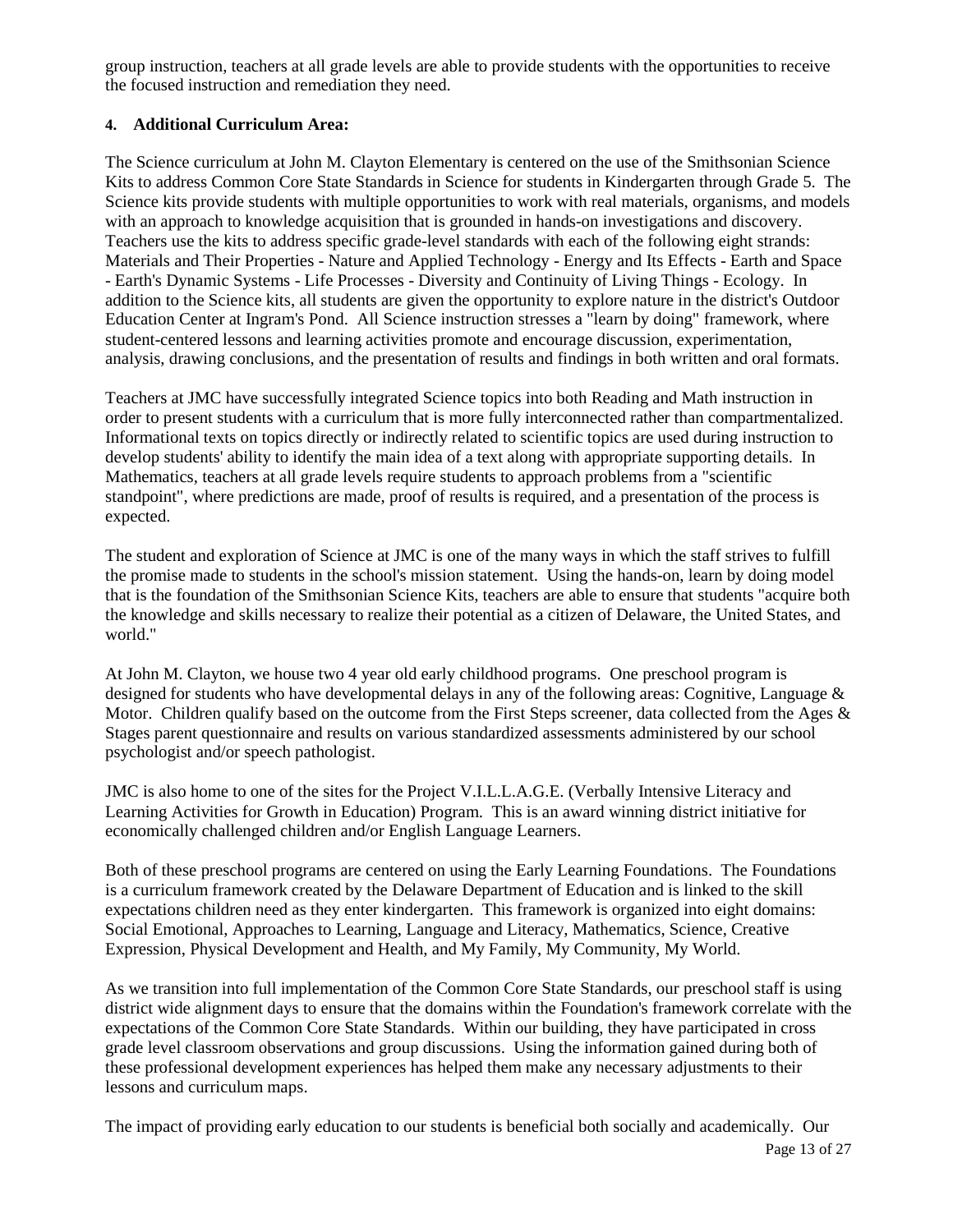group instruction, teachers at all grade levels are able to provide students with the opportunities to receive the focused instruction and remediation they need.

**4. Additional Curriculum Area:**

The Science curriculum at John M. Clayton Elementary is centered on the use of the Smithsonian Science Kits to address Common Core State Standards in Science for students in Kindergarten through Grade 5. The Science kits provide students with multiple opportunities to work with real materials, organisms, and models with an approach to knowledge acquisition that is grounded in hands-on investigations and discovery. Teachers use the kits to address specific grade-level standards with each of the following eight strands: Materials and Their Properties - Nature and Applied Technology - Energy and Its Effects - Earth and Space - Earth's Dynamic Systems - Life Processes - Diversity and Continuity of Living Things - Ecology. In addition to the Science kits, all students are given the opportunity to explore nature in the district's Outdoor Education Center at Ingram's Pond. All Science instruction stresses a "learn by doing" framework, where student-centered lessons and learning activities promote and encourage discussion, experimentation, analysis, drawing conclusions, and the presentation of results and findings in both written and oral formats.

Teachers at JMC have successfully integrated Science topics into both Reading and Math instruction in order to present students with a curriculum that is more fully interconnected rather than compartmentalized. Informational texts on topics directly or indirectly related to scientific topics are used during instruction to develop students' ability to identify the main idea of a text along with appropriate supporting details. In Mathematics, teachers at all grade levels require students to approach problems from a "scientific standpoint", where predictions are made, proof of results is required, and a presentation of the process is expected.

The student and exploration of Science at JMC is one of the many ways in which the staff strives to fulfill the promise made to students in the school's mission statement. Using the hands-on, learn by doing model that is the foundation of the Smithsonian Science Kits, teachers are able to ensure that students "acquire both the knowledge and skills necessary to realize their potential as a citizen of Delaware, the United States, and world."

At John M. Clayton, we house two 4 year old early childhood programs. One preschool program is designed for students who have developmental delays in any of the following areas: Cognitive, Language & Motor. Children qualify based on the outcome from the First Steps screener, data collected from the Ages & Stages parent questionnaire and results on various standardized assessments administered by our school psychologist and/or speech pathologist.

JMC is also home to one of the sites for the Project V.I.L.L.A.G.E. (Verbally Intensive Literacy and Learning Activities for Growth in Education) Program. This is an award winning district initiative for economically challenged children and/or English Language Learners.

Both of these preschool programs are centered on using the Early Learning Foundations. The Foundations is a curriculum framework created by the Delaware Department of Education and is linked to the skill expectations children need as they enter kindergarten. This framework is organized into eight domains: Social Emotional, Approaches to Learning, Language and Literacy, Mathematics, Science, Creative Expression, Physical Development and Health, and My Family, My Community, My World.

As we transition into full implementation of the Common Core State Standards, our preschool staff is using district wide alignment days to ensure that the domains within the Foundation's framework correlate with the expectations of the Common Core State Standards. Within our building, they have participated in cross grade level classroom observations and group discussions. Using the information gained during both of these professional development experiences has helped them make any necessary adjustments to their lessons and curriculum maps.

The impact of providing early education to our students is beneficial both socially and academically. Our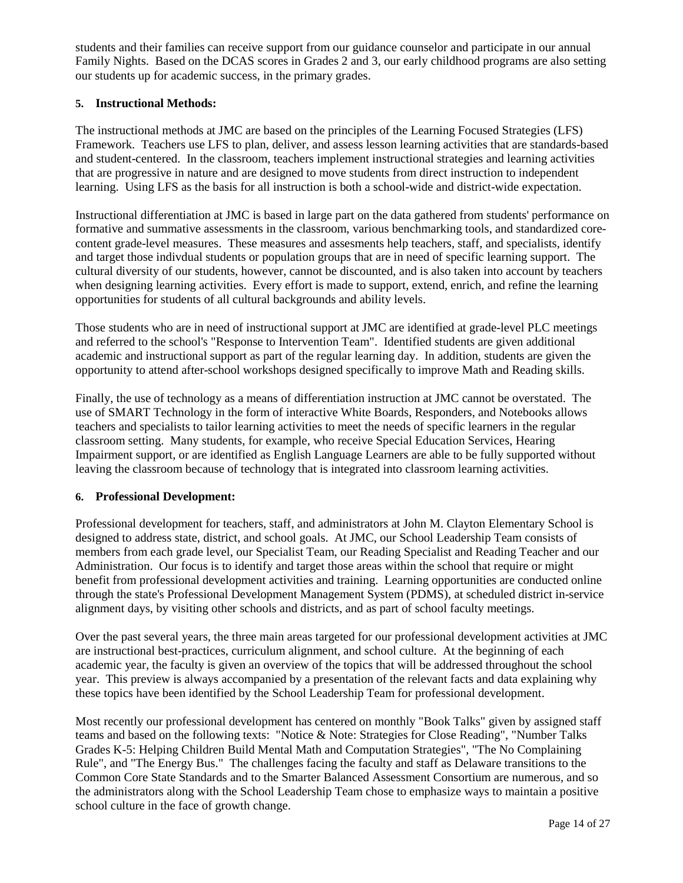students and their families can receive support from our guidance counselor and participate in our annual Family Nights. Based on the DCAS scores in Grades 2 and 3, our early childhood programs are also setting our students up for academic success, in the primary grades.

**5. Instructional Methods:**

The instructional methods at JMC are based on the principles of the Learning Focused Strategies (LFS) Framework. Teachers use LFS to plan, deliver, and assess lesson learning activities that are standards-based and student-centered. In the classroom, teachers implement instructional strategies and learning activities that are progressive in nature and are designed to move students from direct instruction to independent learning. Using LFS as the basis for all instruction is both a school-wide and district-wide expectation.

Instructional differentiation at JMC is based in large part on the data gathered from students' performance on formative and summative assessments in the classroom, various benchmarking tools, and standardized core-content grade-level measures. These measures and assesments help teachers, staff, and specialists, identify and target those indivdual students or population groups that are in need of specific learning support. The cultural diversity of our students, however, cannot be discounted, and is also taken into account by teachers when designing learning activities. Every effort is made to support, extend, enrich, and refine the learning opportunities for students of all cultural backgrounds and ability levels.

Those students who are in need of instructional support at JMC are identified at grade-level PLC meetings and referred to the school's "Response to Intervention Team". Identified students are given additional academic and instructional support as part of the regular learning day. In addition, students are given the opportunity to attend after-school workshops designed specifically to improve Math and Reading skills.

Finally, the use of technology as a means of differentiation instruction at JMC cannot be overstated. The use of SMART Technology in the form of interactive White Boards, Responders, and Notebooks allows teachers and specialists to tailor learning activities to meet the needs of specific learners in the regular classroom setting. Many students, for example, who receive Special Education Services, Hearing Impairment support, or are identified as English Language Learners are able to be fully supported without leaving the classroom because of technology that is integrated into classroom learning activities.

**6. Professional Development:**

Professional development for teachers, staff, and administrators at John M. Clayton Elementary School is designed to address state, district, and school goals. At JMC, our School Leadership Team consists of members from each grade level, our Specialist Team, our Reading Specialist and Reading Teacher and our Administration. Our focus is to identify and target those areas within the school that require or might benefit from professional development activities and training. Learning opportunities are conducted online through the state's Professional Development Management System (PDMS), at scheduled district in-service alignment days, by visiting other schools and districts, and as part of school faculty meetings.

Over the past several years, the three main areas targeted for our professional development activities at JMC are instructional best-practices, curriculum alignment, and school culture. At the beginning of each academic year, the faculty is given an overview of the topics that will be addressed throughout the school year. This preview is always accompanied by a presentation of the relevant facts and data explaining why these topics have been identified by the School Leadership Team for professional development.

Most recently our professional development has centered on monthly "Book Talks" given by assigned staff teams and based on the following texts: "Notice & Note: Strategies for Close Reading", "Number Talks Grades K-5: Helping Children Build Mental Math and Computation Strategies", "The No Complaining Rule", and "The Energy Bus." The challenges facing the faculty and staff as Delaware transitions to the Common Core State Standards and to the Smarter Balanced Assessment Consortium are numerous, and so the administrators along with the School Leadership Team chose to emphasize ways to maintain a positive school culture in the face of growth change.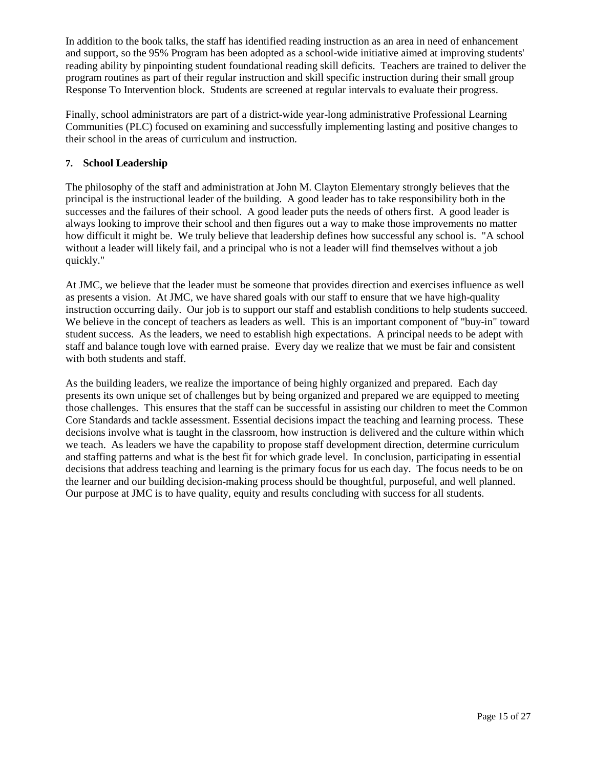In addition to the book talks, the staff has identified reading instruction as an area in need of enhancement and support, so the 95% Program has been adopted as a school-wide initiative aimed at improving students' reading ability by pinpointing student foundational reading skill deficits. Teachers are trained to deliver the program routines as part of their regular instruction and skill specific instruction during their small group Response To Intervention block. Students are screened at regular intervals to evaluate their progress.

Finally, school administrators are part of a district-wide year-long administrative Professional Learning Communities (PLC) focused on examining and successfully implementing lasting and positive changes to their school in the areas of curriculum and instruction.

**7. School Leadership**

The philosophy of the staff and administration at John M. Clayton Elementary strongly believes that the principal is the instructional leader of the building. A good leader has to take responsibility both in the successes and the failures of their school. A good leader puts the needs of others first. A good leader is always looking to improve their school and then figures out a way to make those improvements no matter how difficult it might be. We truly believe that leadership defines how successful any school is. "A school without a leader will likely fail, and a principal who is not a leader will find themselves without a job quickly."

At JMC, we believe that the leader must be someone that provides direction and exercises influence as well as presents a vision. At JMC, we have shared goals with our staff to ensure that we have high-quality instruction occurring daily. Our job is to support our staff and establish conditions to help students succeed. We believe in the concept of teachers as leaders as well. This is an important component of "buy-in" toward student success. As the leaders, we need to establish high expectations. A principal needs to be adept with staff and balance tough love with earned praise. Every day we realize that we must be fair and consistent with both students and staff.

As the building leaders, we realize the importance of being highly organized and prepared. Each day presents its own unique set of challenges but by being organized and prepared we are equipped to meeting those challenges. This ensures that the staff can be successful in assisting our children to meet the Common Core Standards and tackle assessment. Essential decisions impact the teaching and learning process. These decisions involve what is taught in the classroom, how instruction is delivered and the culture within which we teach. As leaders we have the capability to propose staff development direction, determine curriculum and staffing patterns and what is the best fit for which grade level. In conclusion, participating in essential decisions that address teaching and learning is the primary focus for us each day. The focus needs to be on the learner and our building decision-making process should be thoughtful, purposeful, and well planned. Our purpose at JMC is to have quality, equity and results concluding with success for all students.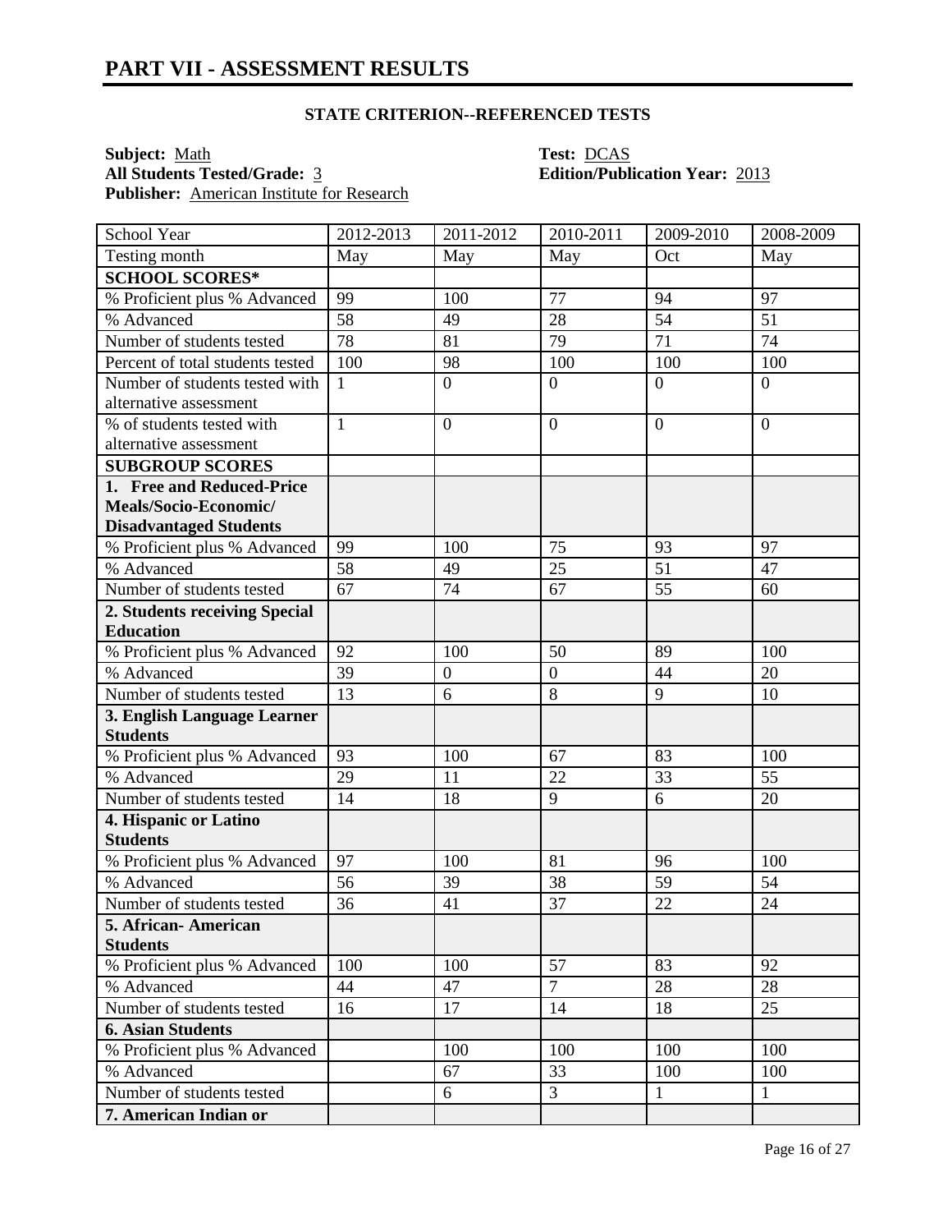# PART VII - ASSESSMENT RESULTS

**STATE CRITERION--REFERENCED TESTS**

**Subject:** Math
**All Students Tested/Grade:** 3
**Publisher:** American Institute for Research
**Test:** DCAS
**Edition/Publication Year:** 2013

| School Year | 2012-2013 | 2011-2012 | 2010-2011 | 2009-2010 | 2008-2009 |
|---|---|---|---|---|---|
| Testing month | May | May | May | Oct | May |
| **SCHOOL SCORES*** | | | | | |
| % Proficient plus % Advanced | 99 | 100 | 77 | 94 | 97 |
| % Advanced | 58 | 49 | 28 | 54 | 51 |
| Number of students tested | 78 | 81 | 79 | 71 | 74 |
| Percent of total students tested | 100 | 98 | 100 | 100 | 100 |
| Number of students tested with alternative assessment | 1 | 0 | 0 | 0 | 0 |
| % of students tested with alternative assessment | 1 | 0 | 0 | 0 | 0 |
| **SUBGROUP SCORES** | | | | | |
| **1. Free and Reduced-Price Meals/Socio-Economic/ Disadvantaged Students** | | | | | |
| % Proficient plus % Advanced | 99 | 100 | 75 | 93 | 97 |
| % Advanced | 58 | 49 | 25 | 51 | 47 |
| Number of students tested | 67 | 74 | 67 | 55 | 60 |
| **2. Students receiving Special Education** | | | | | |
| % Proficient plus % Advanced | 92 | 100 | 50 | 89 | 100 |
| % Advanced | 39 | 0 | 0 | 44 | 20 |
| Number of students tested | 13 | 6 | 8 | 9 | 10 |
| **3. English Language Learner Students** | | | | | |
| % Proficient plus % Advanced | 93 | 100 | 67 | 83 | 100 |
| % Advanced | 29 | 11 | 22 | 33 | 55 |
| Number of students tested | 14 | 18 | 9 | 6 | 20 |
| **4. Hispanic or Latino Students** | | | | | |
| % Proficient plus % Advanced | 97 | 100 | 81 | 96 | 100 |
| % Advanced | 56 | 39 | 38 | 59 | 54 |
| Number of students tested | 36 | 41 | 37 | 22 | 24 |
| **5. African- American Students** | | | | | |
| % Proficient plus % Advanced | 100 | 100 | 57 | 83 | 92 |
| % Advanced | 44 | 47 | 7 | 28 | 28 |
| Number of students tested | 16 | 17 | 14 | 18 | 25 |
| **6. Asian Students** | | | | | |
| % Proficient plus % Advanced | | 100 | 100 | 100 | 100 |
| % Advanced | | 67 | 33 | 100 | 100 |
| Number of students tested | | 6 | 3 | 1 | 1 |
| **7. American Indian or** | | | | | |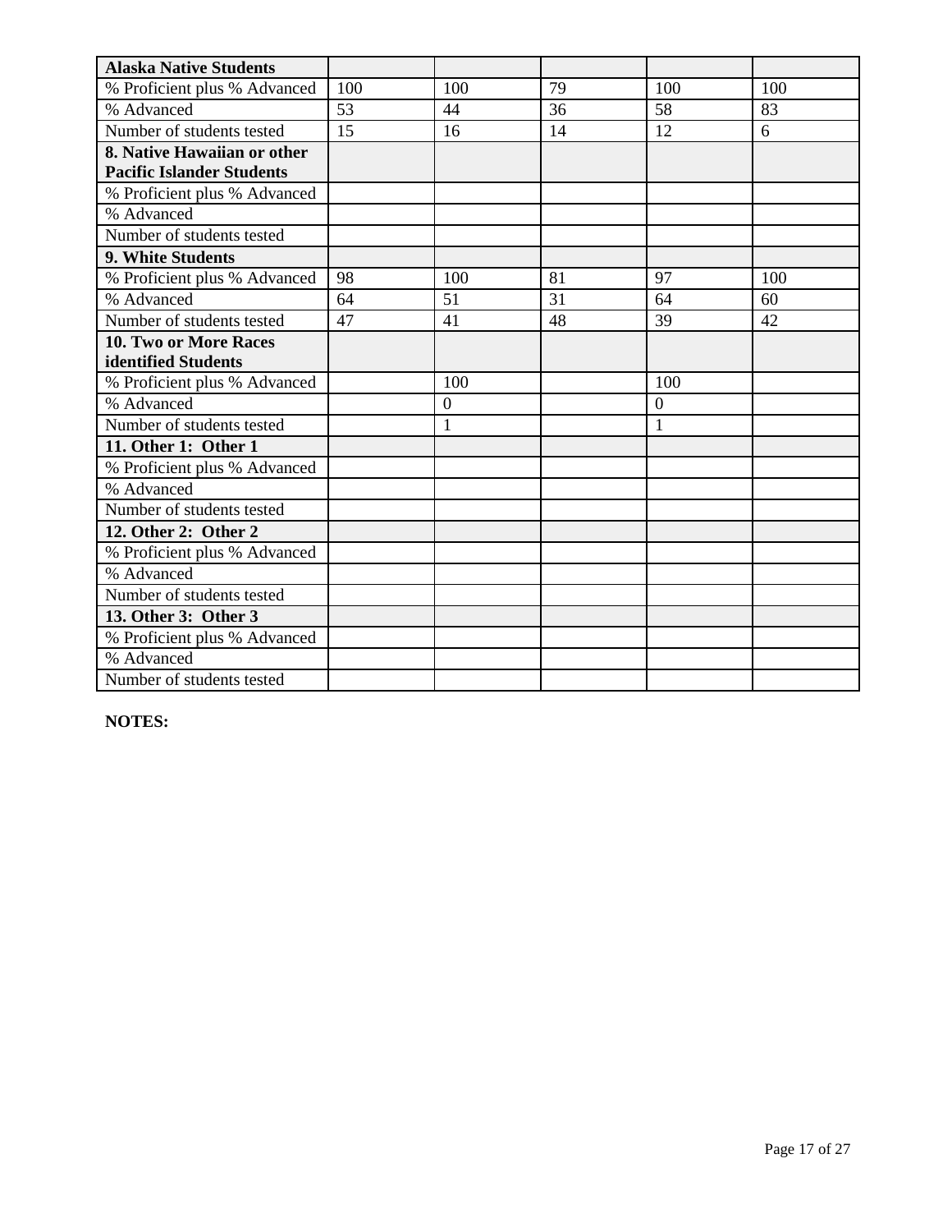| Alaska Native Students | | | | | |
|---|---|---|---|---|---|
| % Proficient plus % Advanced | 100 | 100 | 79 | 100 | 100 |
| % Advanced | 53 | 44 | 36 | 58 | 83 |
| Number of students tested | 15 | 16 | 14 | 12 | 6 |
| **8. Native Hawaiian or other Pacific Islander Students** | | | | | |
| % Proficient plus % Advanced | | | | | |
| % Advanced | | | | | |
| Number of students tested | | | | | |
| **9. White Students** | | | | | |
| % Proficient plus % Advanced | 98 | 100 | 81 | 97 | 100 |
| % Advanced | 64 | 51 | 31 | 64 | 60 |
| Number of students tested | 47 | 41 | 48 | 39 | 42 |
| **10. Two or More Races identified Students** | | | | | |
| % Proficient plus % Advanced | | 100 | | 100 | |
| % Advanced | | 0 | | 0 | |
| Number of students tested | | 1 | | 1 | |
| **11. Other 1: Other 1** | | | | | |
| % Proficient plus % Advanced | | | | | |
| % Advanced | | | | | |
| Number of students tested | | | | | |
| **12. Other 2: Other 2** | | | | | |
| % Proficient plus % Advanced | | | | | |
| % Advanced | | | | | |
| Number of students tested | | | | | |
| **13. Other 3: Other 3** | | | | | |
| % Proficient plus % Advanced | | | | | |
| % Advanced | | | | | |
| Number of students tested | | | | | |

**NOTES:**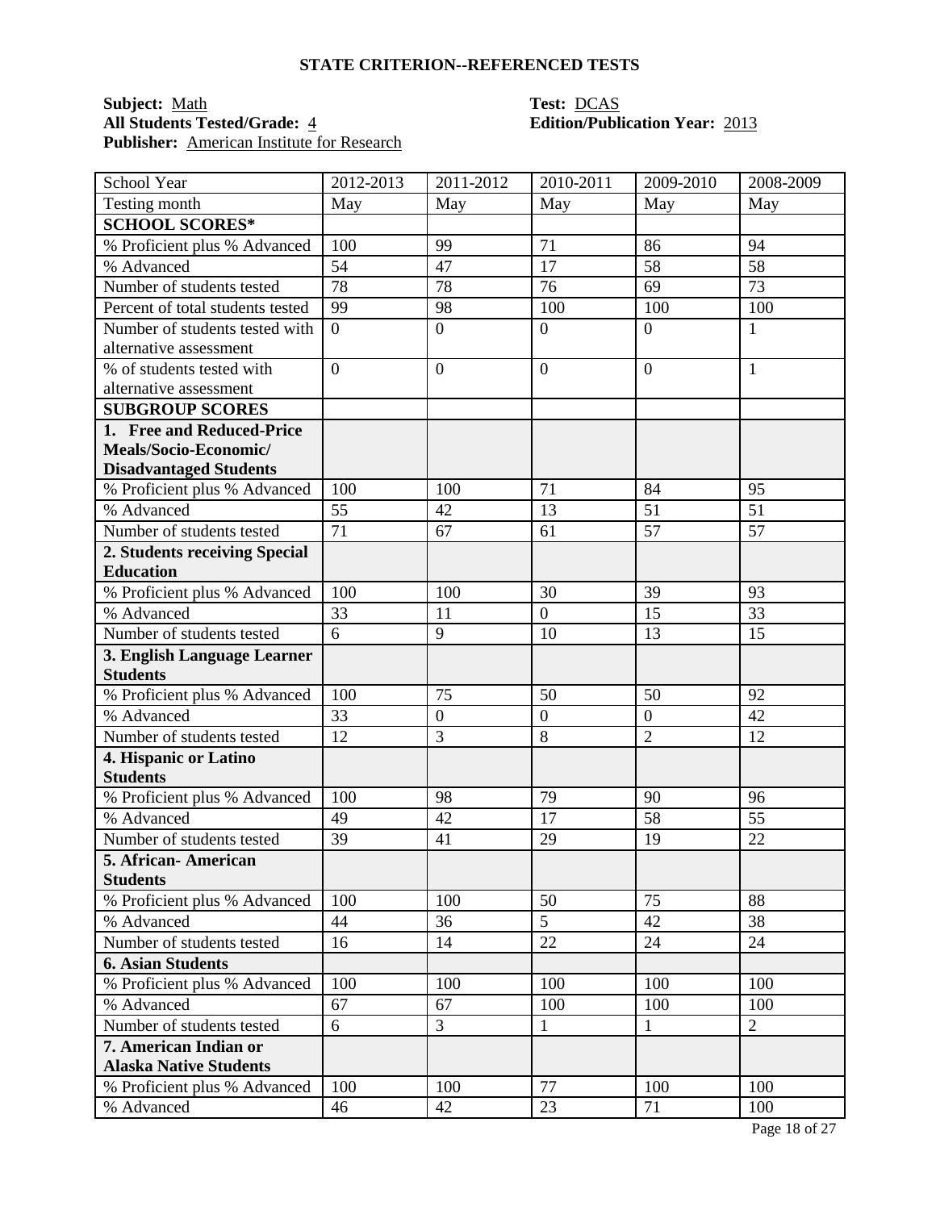## STATE CRITERION--REFERENCED TESTS

**Subject:** Math  
**All Students Tested/Grade:** 4  
**Publisher:** American Institute for Research  
**Test:** DCAS  
**Edition/Publication Year:** 2013

| School Year | 2012-2013 | 2011-2012 | 2010-2011 | 2009-2010 | 2008-2009 |
|---|---|---|---|---|---|
| Testing month | May | May | May | May | May |
| **SCHOOL SCORES*** | | | | | |
| % Proficient plus % Advanced | 100 | 99 | 71 | 86 | 94 |
| % Advanced | 54 | 47 | 17 | 58 | 58 |
| Number of students tested | 78 | 78 | 76 | 69 | 73 |
| Percent of total students tested | 99 | 98 | 100 | 100 | 100 |
| Number of students tested with alternative assessment | 0 | 0 | 0 | 0 | 1 |
| % of students tested with alternative assessment | 0 | 0 | 0 | 0 | 1 |
| **SUBGROUP SCORES** | | | | | |
| **1. Free and Reduced-Price Meals/Socio-Economic/ Disadvantaged Students** | | | | | |
| % Proficient plus % Advanced | 100 | 100 | 71 | 84 | 95 |
| % Advanced | 55 | 42 | 13 | 51 | 51 |
| Number of students tested | 71 | 67 | 61 | 57 | 57 |
| **2. Students receiving Special Education** | | | | | |
| % Proficient plus % Advanced | 100 | 100 | 30 | 39 | 93 |
| % Advanced | 33 | 11 | 0 | 15 | 33 |
| Number of students tested | 6 | 9 | 10 | 13 | 15 |
| **3. English Language Learner Students** | | | | | |
| % Proficient plus % Advanced | 100 | 75 | 50 | 50 | 92 |
| % Advanced | 33 | 0 | 0 | 0 | 42 |
| Number of students tested | 12 | 3 | 8 | 2 | 12 |
| **4. Hispanic or Latino Students** | | | | | |
| % Proficient plus % Advanced | 100 | 98 | 79 | 90 | 96 |
| % Advanced | 49 | 42 | 17 | 58 | 55 |
| Number of students tested | 39 | 41 | 29 | 19 | 22 |
| **5. African- American Students** | | | | | |
| % Proficient plus % Advanced | 100 | 100 | 50 | 75 | 88 |
| % Advanced | 44 | 36 | 5 | 42 | 38 |
| Number of students tested | 16 | 14 | 22 | 24 | 24 |
| **6. Asian Students** | | | | | |
| % Proficient plus % Advanced | 100 | 100 | 100 | 100 | 100 |
| % Advanced | 67 | 67 | 100 | 100 | 100 |
| Number of students tested | 6 | 3 | 1 | 1 | 2 |
| **7. American Indian or Alaska Native Students** | | | | | |
| % Proficient plus % Advanced | 100 | 100 | 77 | 100 | 100 |
| % Advanced | 46 | 42 | 23 | 71 | 100 |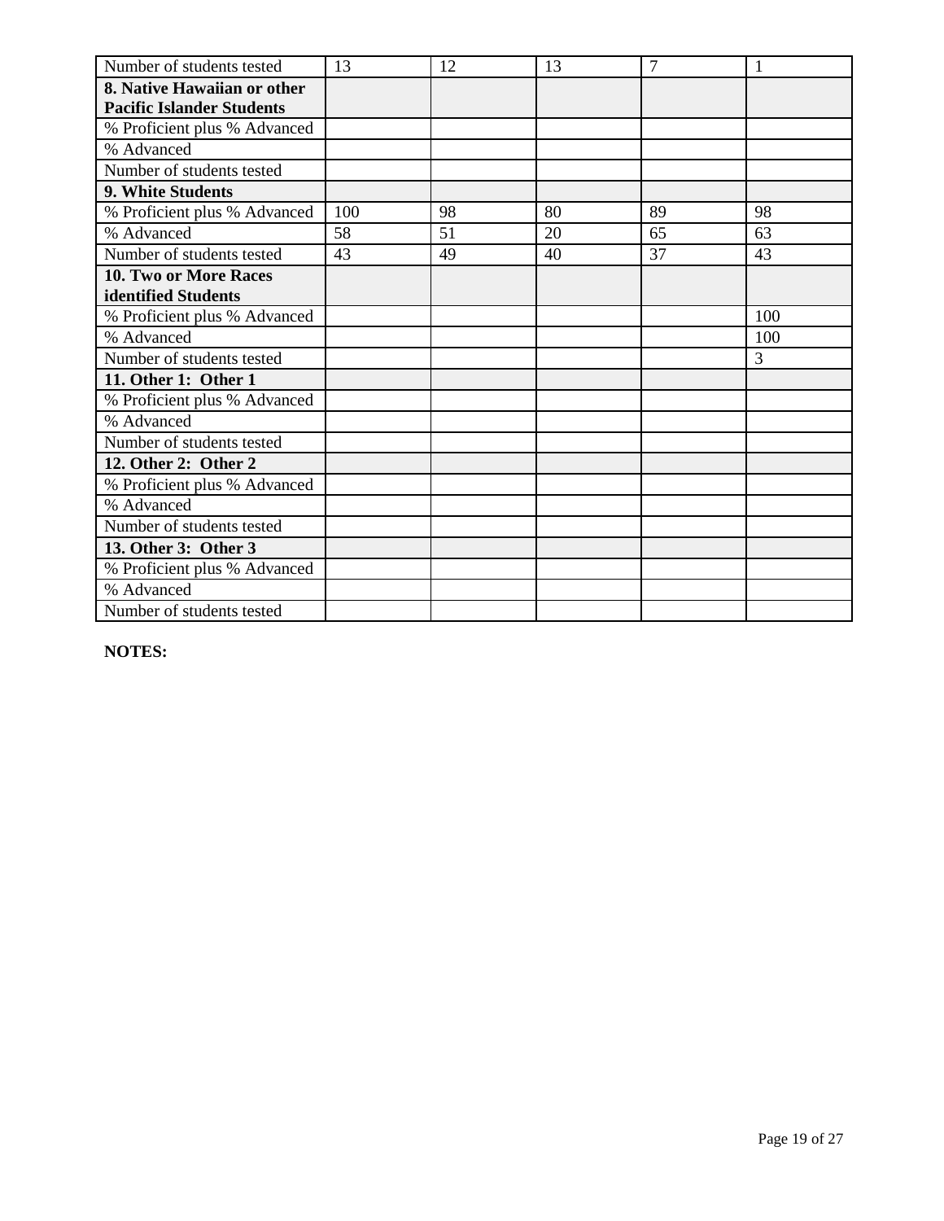| Number of students tested | 13 | 12 | 13 | 7 | 1 |
|---|---|---|---|---|---|
| **8. Native Hawaiian or other Pacific Islander Students** | | | | | |
| % Proficient plus % Advanced | | | | | |
| % Advanced | | | | | |
| Number of students tested | | | | | |
| **9. White Students** | | | | | |
| % Proficient plus % Advanced | 100 | 98 | 80 | 89 | 98 |
| % Advanced | 58 | 51 | 20 | 65 | 63 |
| Number of students tested | 43 | 49 | 40 | 37 | 43 |
| **10. Two or More Races identified Students** | | | | | |
| % Proficient plus % Advanced | | | | | 100 |
| % Advanced | | | | | 100 |
| Number of students tested | | | | | 3 |
| **11. Other 1: Other 1** | | | | | |
| % Proficient plus % Advanced | | | | | |
| % Advanced | | | | | |
| Number of students tested | | | | | |
| **12. Other 2: Other 2** | | | | | |
| % Proficient plus % Advanced | | | | | |
| % Advanced | | | | | |
| Number of students tested | | | | | |
| **13. Other 3: Other 3** | | | | | |
| % Proficient plus % Advanced | | | | | |
| % Advanced | | | | | |
| Number of students tested | | | | | |

**NOTES:**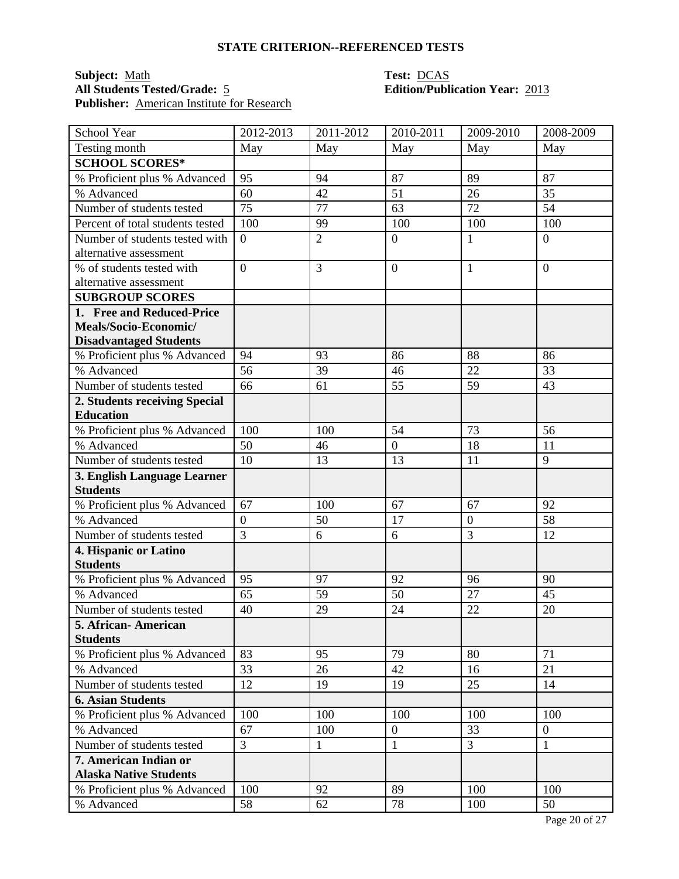## STATE CRITERION--REFERENCED TESTS

**Subject:** Math
**All Students Tested/Grade:** 5
**Publisher:** American Institute for Research
**Test:** DCAS
**Edition/Publication Year:** 2013

| School Year | 2012-2013 | 2011-2012 | 2010-2011 | 2009-2010 | 2008-2009 |
|---|---|---|---|---|---|
| Testing month | May | May | May | May | May |
| **SCHOOL SCORES*** | | | | | |
| % Proficient plus % Advanced | 95 | 94 | 87 | 89 | 87 |
| % Advanced | 60 | 42 | 51 | 26 | 35 |
| Number of students tested | 75 | 77 | 63 | 72 | 54 |
| Percent of total students tested | 100 | 99 | 100 | 100 | 100 |
| Number of students tested with alternative assessment | 0 | 2 | 0 | 1 | 0 |
| % of students tested with alternative assessment | 0 | 3 | 0 | 1 | 0 |
| **SUBGROUP SCORES** | | | | | |
| **1. Free and Reduced-Price Meals/Socio-Economic/ Disadvantaged Students** | | | | | |
| % Proficient plus % Advanced | 94 | 93 | 86 | 88 | 86 |
| % Advanced | 56 | 39 | 46 | 22 | 33 |
| Number of students tested | 66 | 61 | 55 | 59 | 43 |
| **2. Students receiving Special Education** | | | | | |
| % Proficient plus % Advanced | 100 | 100 | 54 | 73 | 56 |
| % Advanced | 50 | 46 | 0 | 18 | 11 |
| Number of students tested | 10 | 13 | 13 | 11 | 9 |
| **3. English Language Learner Students** | | | | | |
| % Proficient plus % Advanced | 67 | 100 | 67 | 67 | 92 |
| % Advanced | 0 | 50 | 17 | 0 | 58 |
| Number of students tested | 3 | 6 | 6 | 3 | 12 |
| **4. Hispanic or Latino Students** | | | | | |
| % Proficient plus % Advanced | 95 | 97 | 92 | 96 | 90 |
| % Advanced | 65 | 59 | 50 | 27 | 45 |
| Number of students tested | 40 | 29 | 24 | 22 | 20 |
| **5. African- American Students** | | | | | |
| % Proficient plus % Advanced | 83 | 95 | 79 | 80 | 71 |
| % Advanced | 33 | 26 | 42 | 16 | 21 |
| Number of students tested | 12 | 19 | 19 | 25 | 14 |
| **6. Asian Students** | | | | | |
| % Proficient plus % Advanced | 100 | 100 | 100 | 100 | 100 |
| % Advanced | 67 | 100 | 0 | 33 | 0 |
| Number of students tested | 3 | 1 | 1 | 3 | 1 |
| **7. American Indian or Alaska Native Students** | | | | | |
| % Proficient plus % Advanced | 100 | 92 | 89 | 100 | 100 |
| % Advanced | 58 | 62 | 78 | 100 | 50 |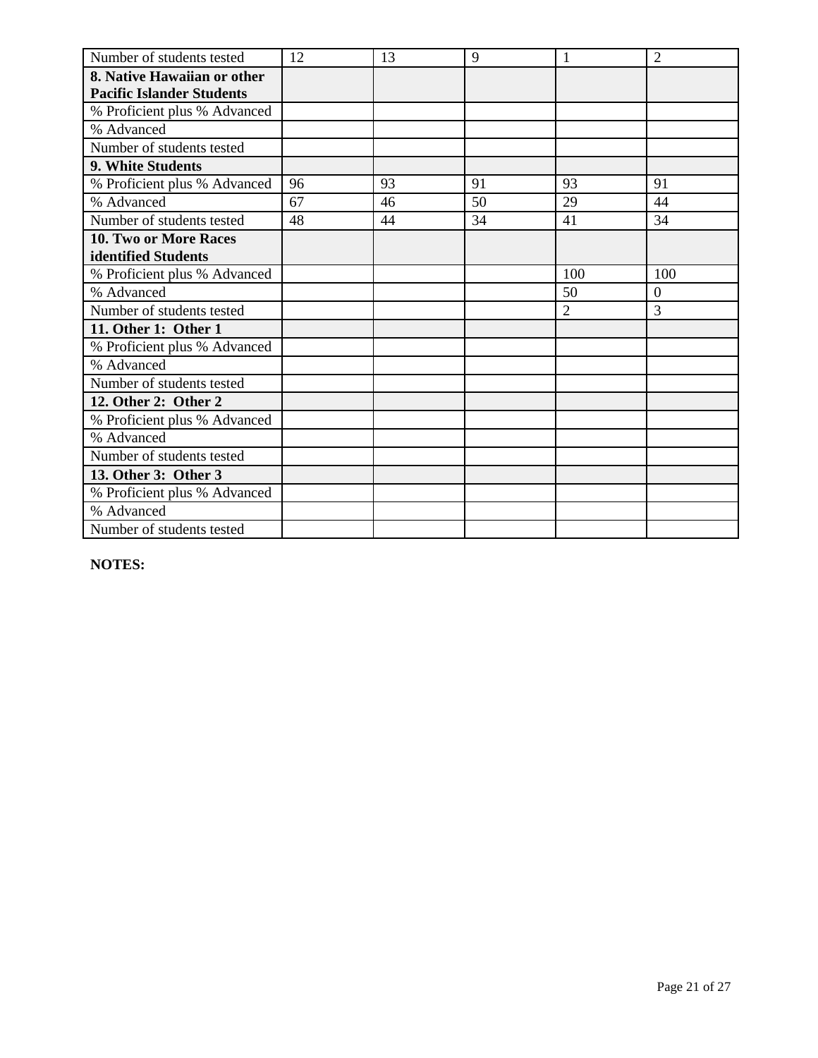| | | | | | |
|---|---|---|---|---|---|
| Number of students tested | 12 | 13 | 9 | 1 | 2 |
| **8. Native Hawaiian or other Pacific Islander Students** | | | | | |
| % Proficient plus % Advanced | | | | | |
| % Advanced | | | | | |
| Number of students tested | | | | | |
| **9. White Students** | | | | | |
| % Proficient plus % Advanced | 96 | 93 | 91 | 93 | 91 |
| % Advanced | 67 | 46 | 50 | 29 | 44 |
| Number of students tested | 48 | 44 | 34 | 41 | 34 |
| **10. Two or More Races identified Students** | | | | | |
| % Proficient plus % Advanced | | | | 100 | 100 |
| % Advanced | | | | 50 | 0 |
| Number of students tested | | | | 2 | 3 |
| **11. Other 1: Other 1** | | | | | |
| % Proficient plus % Advanced | | | | | |
| % Advanced | | | | | |
| Number of students tested | | | | | |
| **12. Other 2: Other 2** | | | | | |
| % Proficient plus % Advanced | | | | | |
| % Advanced | | | | | |
| Number of students tested | | | | | |
| **13. Other 3: Other 3** | | | | | |
| % Proficient plus % Advanced | | | | | |
| % Advanced | | | | | |
| Number of students tested | | | | | |

**NOTES:**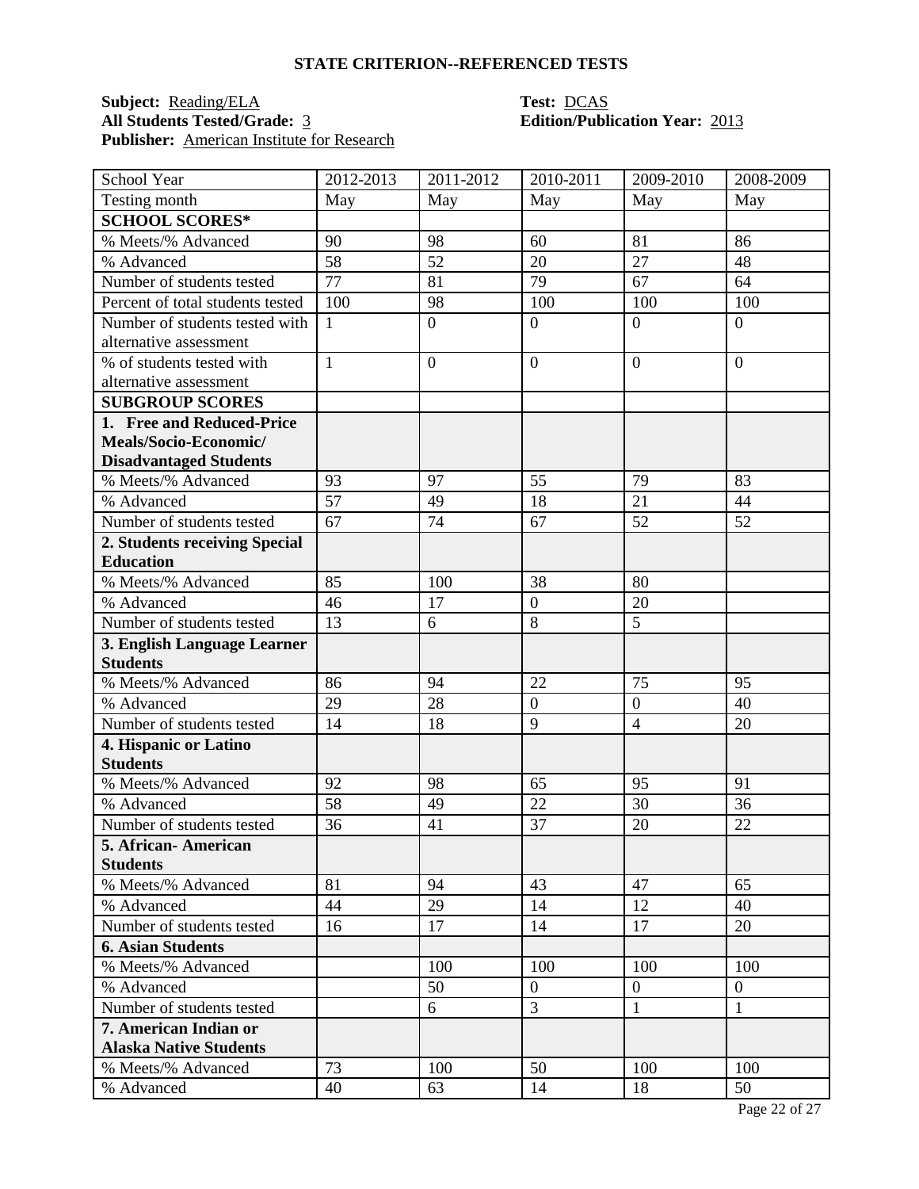## STATE CRITERION--REFERENCED TESTS

**Subject:** Reading/ELA
**Test:** DCAS
**All Students Tested/Grade:** 3
**Edition/Publication Year:** 2013
**Publisher:** American Institute for Research

| School Year | 2012-2013 | 2011-2012 | 2010-2011 | 2009-2010 | 2008-2009 |
|---|---|---|---|---|---|
| Testing month | May | May | May | May | May |
| **SCHOOL SCORES*** | | | | | |
| % Meets/% Advanced | 90 | 98 | 60 | 81 | 86 |
| % Advanced | 58 | 52 | 20 | 27 | 48 |
| Number of students tested | 77 | 81 | 79 | 67 | 64 |
| Percent of total students tested | 100 | 98 | 100 | 100 | 100 |
| Number of students tested with alternative assessment | 1 | 0 | 0 | 0 | 0 |
| % of students tested with alternative assessment | 1 | 0 | 0 | 0 | 0 |
| **SUBGROUP SCORES** | | | | | |
| **1. Free and Reduced-Price Meals/Socio-Economic/ Disadvantaged Students** | | | | | |
| % Meets/% Advanced | 93 | 97 | 55 | 79 | 83 |
| % Advanced | 57 | 49 | 18 | 21 | 44 |
| Number of students tested | 67 | 74 | 67 | 52 | 52 |
| **2. Students receiving Special Education** | | | | | |
| % Meets/% Advanced | 85 | 100 | 38 | 80 | |
| % Advanced | 46 | 17 | 0 | 20 | |
| Number of students tested | 13 | 6 | 8 | 5 | |
| **3. English Language Learner Students** | | | | | |
| % Meets/% Advanced | 86 | 94 | 22 | 75 | 95 |
| % Advanced | 29 | 28 | 0 | 0 | 40 |
| Number of students tested | 14 | 18 | 9 | 4 | 20 |
| **4. Hispanic or Latino Students** | | | | | |
| % Meets/% Advanced | 92 | 98 | 65 | 95 | 91 |
| % Advanced | 58 | 49 | 22 | 30 | 36 |
| Number of students tested | 36 | 41 | 37 | 20 | 22 |
| **5. African- American Students** | | | | | |
| % Meets/% Advanced | 81 | 94 | 43 | 47 | 65 |
| % Advanced | 44 | 29 | 14 | 12 | 40 |
| Number of students tested | 16 | 17 | 14 | 17 | 20 |
| **6. Asian Students** | | | | | |
| % Meets/% Advanced | | 100 | 100 | 100 | 100 |
| % Advanced | | 50 | 0 | 0 | 0 |
| Number of students tested | | 6 | 3 | 1 | 1 |
| **7. American Indian or Alaska Native Students** | | | | | |
| % Meets/% Advanced | 73 | 100 | 50 | 100 | 100 |
| % Advanced | 40 | 63 | 14 | 18 | 50 |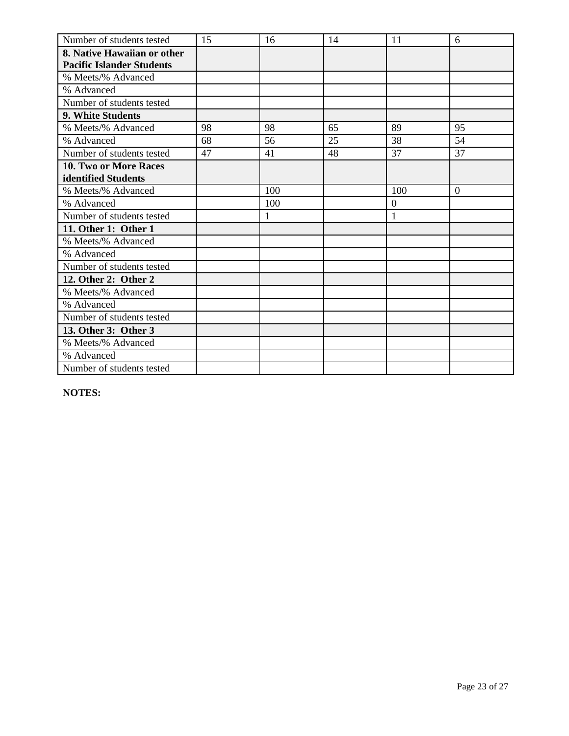| Number of students tested | 15 | 16 | 14 | 11 | 6 |
|---|---|---|---|---|---|
| **8. Native Hawaiian or other Pacific Islander Students** | | | | | |
| % Meets/% Advanced | | | | | |
| % Advanced | | | | | |
| Number of students tested | | | | | |
| **9. White Students** | | | | | |
| % Meets/% Advanced | 98 | 98 | 65 | 89 | 95 |
| % Advanced | 68 | 56 | 25 | 38 | 54 |
| Number of students tested | 47 | 41 | 48 | 37 | 37 |
| **10. Two or More Races identified Students** | | | | | |
| % Meets/% Advanced | | 100 | | 100 | 0 |
| % Advanced | | 100 | | 0 | |
| Number of students tested | | 1 | | 1 | |
| **11. Other 1: Other 1** | | | | | |
| % Meets/% Advanced | | | | | |
| % Advanced | | | | | |
| Number of students tested | | | | | |
| **12. Other 2: Other 2** | | | | | |
| % Meets/% Advanced | | | | | |
| % Advanced | | | | | |
| Number of students tested | | | | | |
| **13. Other 3: Other 3** | | | | | |
| % Meets/% Advanced | | | | | |
| % Advanced | | | | | |
| Number of students tested | | | | | |

**NOTES:**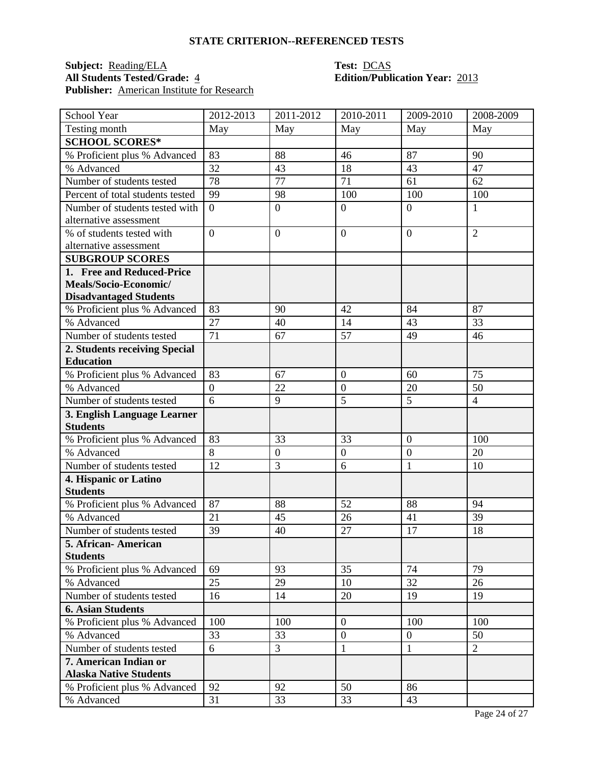## STATE CRITERION--REFERENCED TESTS

**Subject:** Reading/ELA  **Test:** DCAS
**All Students Tested/Grade:** 4  **Edition/Publication Year:** 2013
**Publisher:** American Institute for Research

| School Year | 2012-2013 | 2011-2012 | 2010-2011 | 2009-2010 | 2008-2009 |
|---|---|---|---|---|---|
| Testing month | May | May | May | May | May |
| **SCHOOL SCORES*** | | | | | |
| % Proficient plus % Advanced | 83 | 88 | 46 | 87 | 90 |
| % Advanced | 32 | 43 | 18 | 43 | 47 |
| Number of students tested | 78 | 77 | 71 | 61 | 62 |
| Percent of total students tested | 99 | 98 | 100 | 100 | 100 |
| Number of students tested with alternative assessment | 0 | 0 | 0 | 0 | 1 |
| % of students tested with alternative assessment | 0 | 0 | 0 | 0 | 2 |
| **SUBGROUP SCORES** | | | | | |
| **1. Free and Reduced-Price Meals/Socio-Economic/ Disadvantaged Students** | | | | | |
| % Proficient plus % Advanced | 83 | 90 | 42 | 84 | 87 |
| % Advanced | 27 | 40 | 14 | 43 | 33 |
| Number of students tested | 71 | 67 | 57 | 49 | 46 |
| **2. Students receiving Special Education** | | | | | |
| % Proficient plus % Advanced | 83 | 67 | 0 | 60 | 75 |
| % Advanced | 0 | 22 | 0 | 20 | 50 |
| Number of students tested | 6 | 9 | 5 | 5 | 4 |
| **3. English Language Learner Students** | | | | | |
| % Proficient plus % Advanced | 83 | 33 | 33 | 0 | 100 |
| % Advanced | 8 | 0 | 0 | 0 | 20 |
| Number of students tested | 12 | 3 | 6 | 1 | 10 |
| **4. Hispanic or Latino Students** | | | | | |
| % Proficient plus % Advanced | 87 | 88 | 52 | 88 | 94 |
| % Advanced | 21 | 45 | 26 | 41 | 39 |
| Number of students tested | 39 | 40 | 27 | 17 | 18 |
| **5. African- American Students** | | | | | |
| % Proficient plus % Advanced | 69 | 93 | 35 | 74 | 79 |
| % Advanced | 25 | 29 | 10 | 32 | 26 |
| Number of students tested | 16 | 14 | 20 | 19 | 19 |
| **6. Asian Students** | | | | | |
| % Proficient plus % Advanced | 100 | 100 | 0 | 100 | 100 |
| % Advanced | 33 | 33 | 0 | 0 | 50 |
| Number of students tested | 6 | 3 | 1 | 1 | 2 |
| **7. American Indian or Alaska Native Students** | | | | | |
| % Proficient plus % Advanced | 92 | 92 | 50 | 86 | |
| % Advanced | 31 | 33 | 33 | 43 | |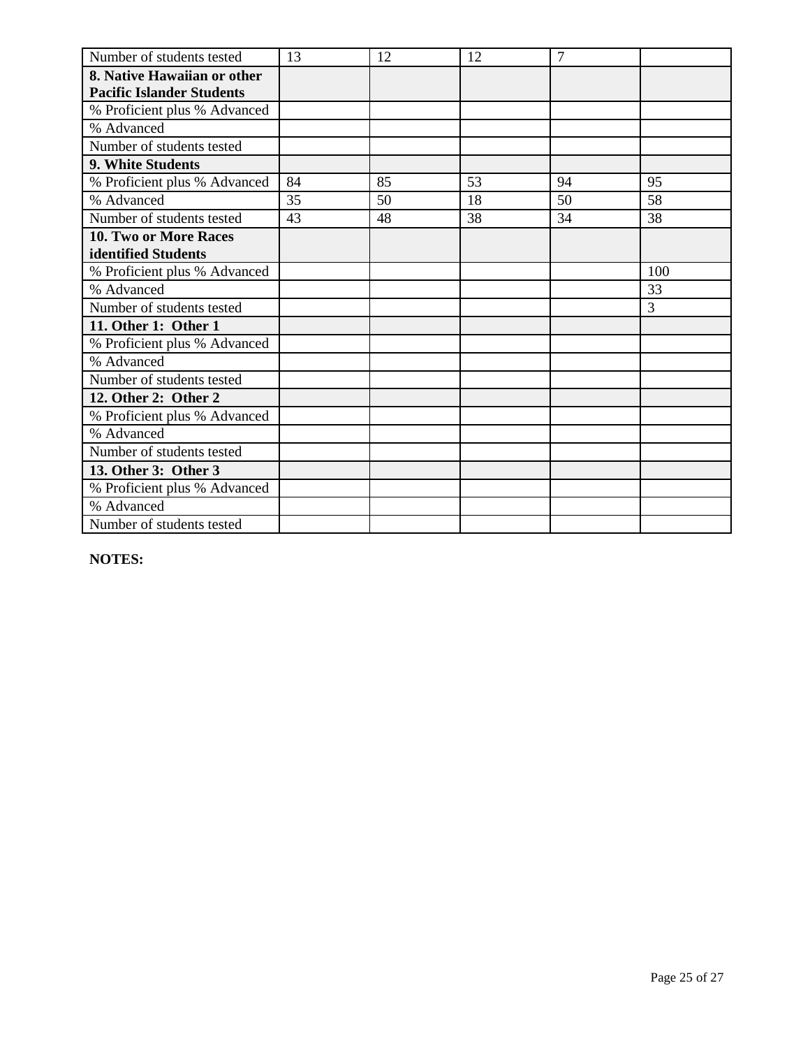| Number of students tested | 13 | 12 | 12 | 7 | |
|---|---|---|---|---|---|
| **8. Native Hawaiian or other Pacific Islander Students** | | | | | |
| % Proficient plus % Advanced | | | | | |
| % Advanced | | | | | |
| Number of students tested | | | | | |
| **9. White Students** | | | | | |
| % Proficient plus % Advanced | 84 | 85 | 53 | 94 | 95 |
| % Advanced | 35 | 50 | 18 | 50 | 58 |
| Number of students tested | 43 | 48 | 38 | 34 | 38 |
| **10. Two or More Races identified Students** | | | | | |
| % Proficient plus % Advanced | | | | | 100 |
| % Advanced | | | | | 33 |
| Number of students tested | | | | | 3 |
| **11. Other 1: Other 1** | | | | | |
| % Proficient plus % Advanced | | | | | |
| % Advanced | | | | | |
| Number of students tested | | | | | |
| **12. Other 2: Other 2** | | | | | |
| % Proficient plus % Advanced | | | | | |
| % Advanced | | | | | |
| Number of students tested | | | | | |
| **13. Other 3: Other 3** | | | | | |
| % Proficient plus % Advanced | | | | | |
| % Advanced | | | | | |
| Number of students tested | | | | | |

**NOTES:**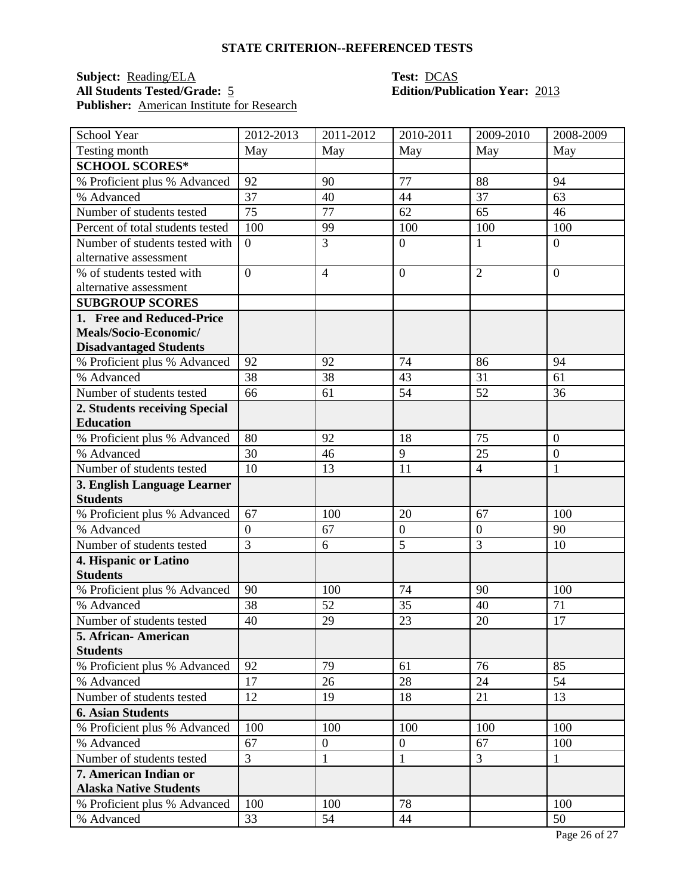## STATE CRITERION--REFERENCED TESTS

**Subject:** Reading/ELA  **Test:** DCAS
**All Students Tested/Grade:** 5  **Edition/Publication Year:** 2013
**Publisher:** American Institute for Research

| School Year | 2012-2013 | 2011-2012 | 2010-2011 | 2009-2010 | 2008-2009 |
|---|---|---|---|---|---|
| Testing month | May | May | May | May | May |
| **SCHOOL SCORES*** | | | | | |
| % Proficient plus % Advanced | 92 | 90 | 77 | 88 | 94 |
| % Advanced | 37 | 40 | 44 | 37 | 63 |
| Number of students tested | 75 | 77 | 62 | 65 | 46 |
| Percent of total students tested | 100 | 99 | 100 | 100 | 100 |
| Number of students tested with alternative assessment | 0 | 3 | 0 | 1 | 0 |
| % of students tested with alternative assessment | 0 | 4 | 0 | 2 | 0 |
| **SUBGROUP SCORES** | | | | | |
| **1. Free and Reduced-Price Meals/Socio-Economic/ Disadvantaged Students** | | | | | |
| % Proficient plus % Advanced | 92 | 92 | 74 | 86 | 94 |
| % Advanced | 38 | 38 | 43 | 31 | 61 |
| Number of students tested | 66 | 61 | 54 | 52 | 36 |
| **2. Students receiving Special Education** | | | | | |
| % Proficient plus % Advanced | 80 | 92 | 18 | 75 | 0 |
| % Advanced | 30 | 46 | 9 | 25 | 0 |
| Number of students tested | 10 | 13 | 11 | 4 | 1 |
| **3. English Language Learner Students** | | | | | |
| % Proficient plus % Advanced | 67 | 100 | 20 | 67 | 100 |
| % Advanced | 0 | 67 | 0 | 0 | 90 |
| Number of students tested | 3 | 6 | 5 | 3 | 10 |
| **4. Hispanic or Latino Students** | | | | | |
| % Proficient plus % Advanced | 90 | 100 | 74 | 90 | 100 |
| % Advanced | 38 | 52 | 35 | 40 | 71 |
| Number of students tested | 40 | 29 | 23 | 20 | 17 |
| **5. African- American Students** | | | | | |
| % Proficient plus % Advanced | 92 | 79 | 61 | 76 | 85 |
| % Advanced | 17 | 26 | 28 | 24 | 54 |
| Number of students tested | 12 | 19 | 18 | 21 | 13 |
| **6. Asian Students** | | | | | |
| % Proficient plus % Advanced | 100 | 100 | 100 | 100 | 100 |
| % Advanced | 67 | 0 | 0 | 67 | 100 |
| Number of students tested | 3 | 1 | 1 | 3 | 1 |
| **7. American Indian or Alaska Native Students** | | | | | |
| % Proficient plus % Advanced | 100 | 100 | 78 | | 100 |
| % Advanced | 33 | 54 | 44 | | 50 |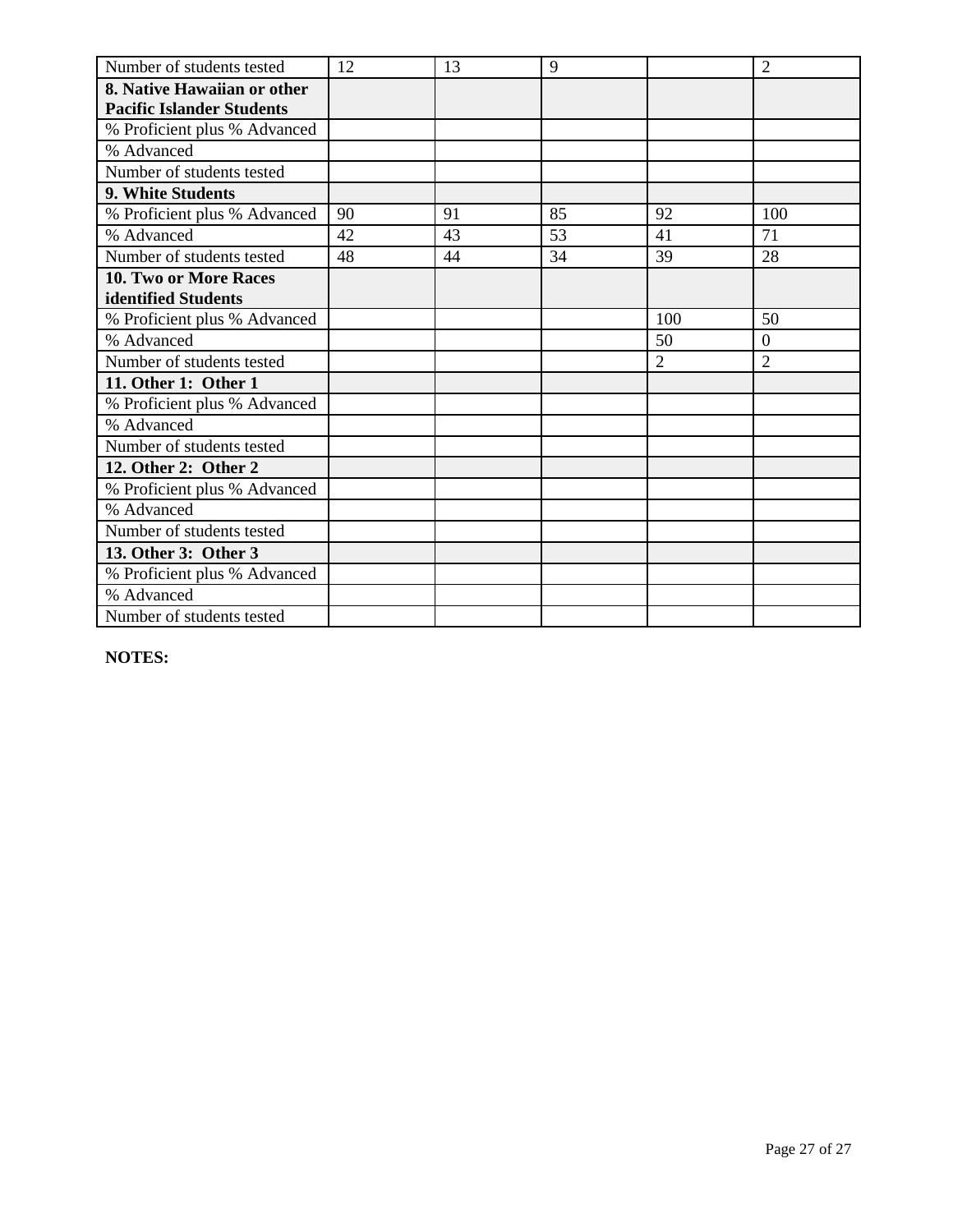| | | | | | |
|---|---|---|---|---|---|
| Number of students tested | 12 | 13 | 9 | | 2 |
| **8. Native Hawaiian or other Pacific Islander Students** | | | | | |
| % Proficient plus % Advanced | | | | | |
| % Advanced | | | | | |
| Number of students tested | | | | | |
| **9. White Students** | | | | | |
| % Proficient plus % Advanced | 90 | 91 | 85 | 92 | 100 |
| % Advanced | 42 | 43 | 53 | 41 | 71 |
| Number of students tested | 48 | 44 | 34 | 39 | 28 |
| **10. Two or More Races identified Students** | | | | | |
| % Proficient plus % Advanced | | | | 100 | 50 |
| % Advanced | | | | 50 | 0 |
| Number of students tested | | | | 2 | 2 |
| **11. Other 1: Other 1** | | | | | |
| % Proficient plus % Advanced | | | | | |
| % Advanced | | | | | |
| Number of students tested | | | | | |
| **12. Other 2: Other 2** | | | | | |
| % Proficient plus % Advanced | | | | | |
| % Advanced | | | | | |
| Number of students tested | | | | | |
| **13. Other 3: Other 3** | | | | | |
| % Proficient plus % Advanced | | | | | |
| % Advanced | | | | | |
| Number of students tested | | | | | |

**NOTES:**